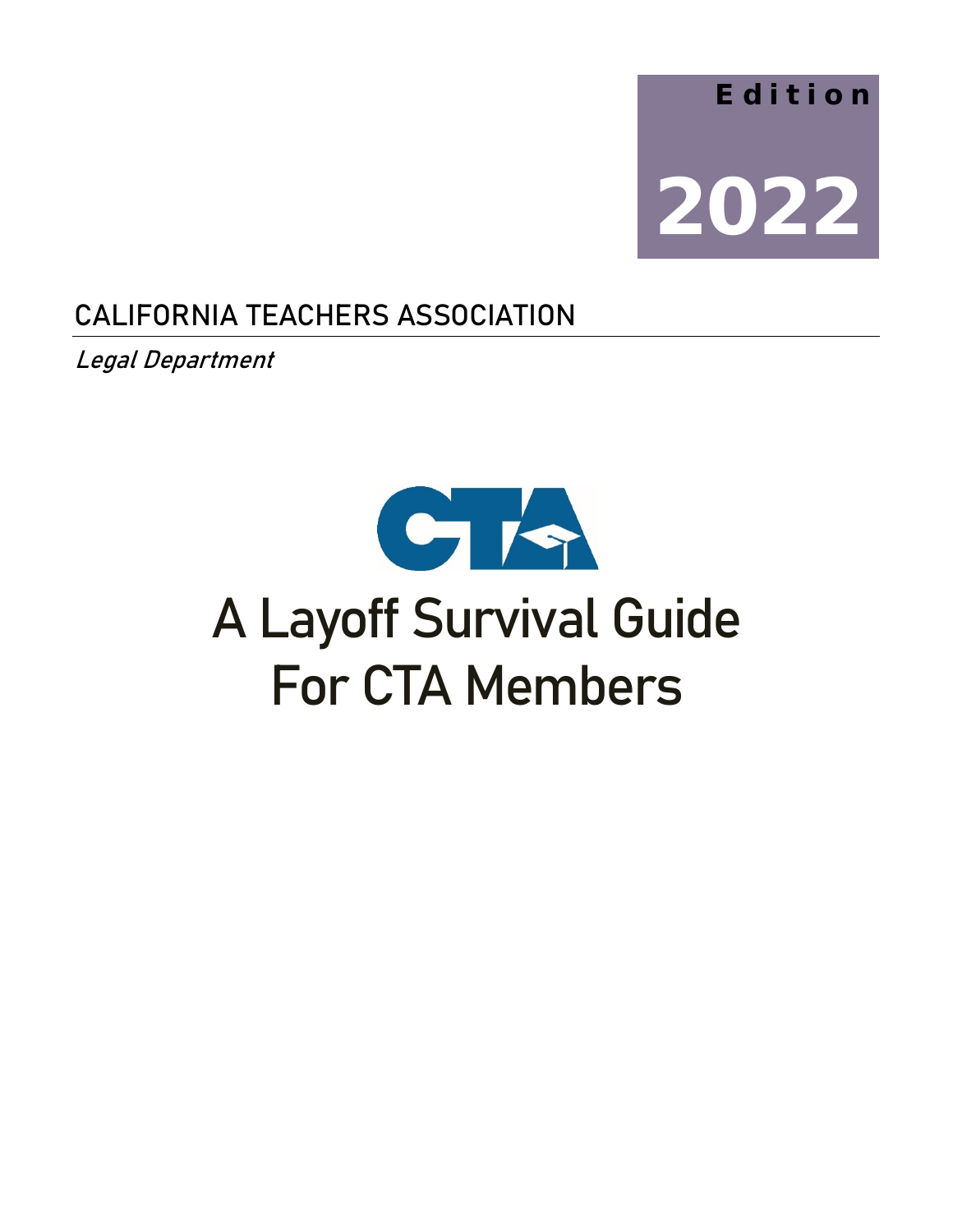**Edition**

**2022**

CALIFORNIA TEACHERS ASSOCIATION

*Legal Department*

CTA

# A Layoff Survival Guide For CTA Members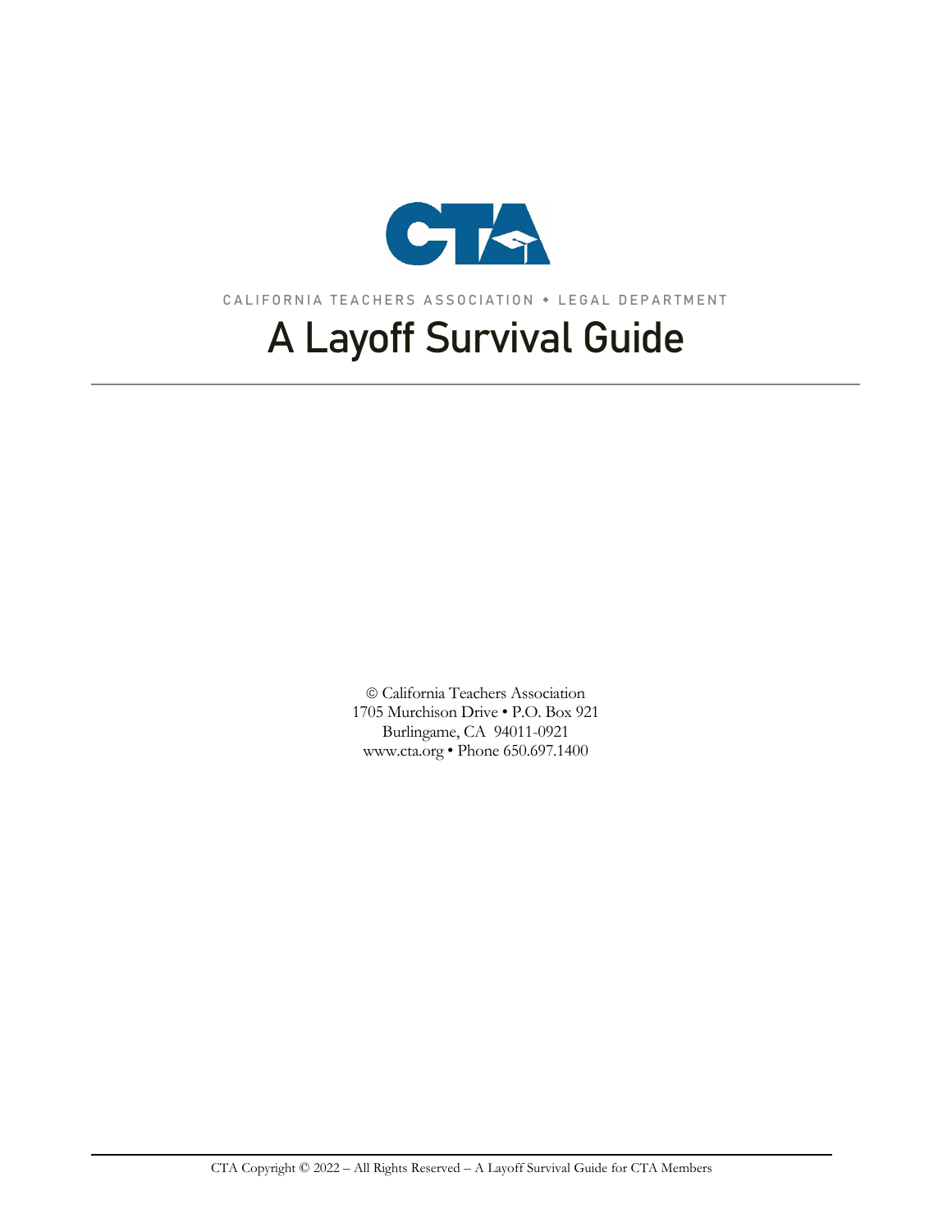CALIFORNIA TEACHERS ASSOCIATION • LEGAL DEPARTMENT

# A Layoff Survival Guide

© California Teachers Association
1705 Murchison Drive • P.O. Box 921
Burlingame, CA 94011-0921
www.cta.org • Phone 650.697.1400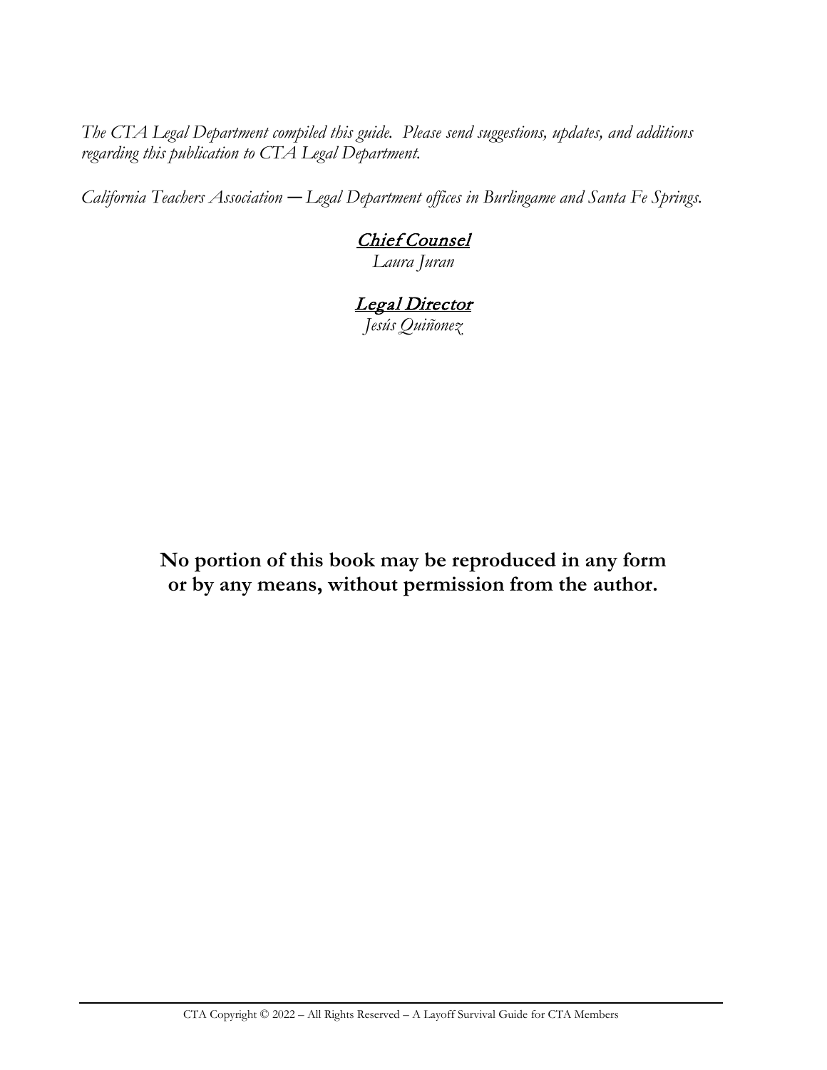*The CTA Legal Department compiled this guide. Please send suggestions, updates, and additions regarding this publication to CTA Legal Department.*

*California Teachers Association — Legal Department offices in Burlingame and Santa Fe Springs.*

***Chief Counsel***

*Laura Juran*

***Legal Director***

*Jesús Quiñonez*

**No portion of this book may be reproduced in any form or by any means, without permission from the author.**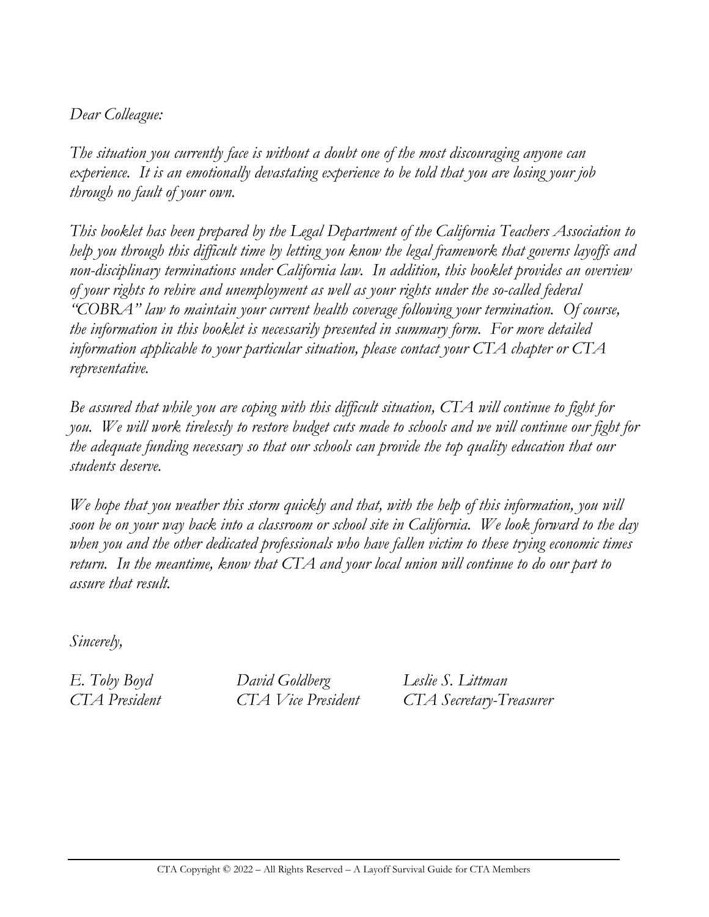*Dear Colleague:*

*The situation you currently face is without a doubt one of the most discouraging anyone can experience. It is an emotionally devastating experience to be told that you are losing your job through no fault of your own.*

*This booklet has been prepared by the Legal Department of the California Teachers Association to help you through this difficult time by letting you know the legal framework that governs layoffs and non-disciplinary terminations under California law. In addition, this booklet provides an overview of your rights to rehire and unemployment as well as your rights under the so-called federal "COBRA" law to maintain your current health coverage following your termination. Of course, the information in this booklet is necessarily presented in summary form. For more detailed information applicable to your particular situation, please contact your CTA chapter or CTA representative.*

*Be assured that while you are coping with this difficult situation, CTA will continue to fight for you. We will work tirelessly to restore budget cuts made to schools and we will continue our fight for the adequate funding necessary so that our schools can provide the top quality education that our students deserve.*

*We hope that you weather this storm quickly and that, with the help of this information, you will soon be on your way back into a classroom or school site in California. We look forward to the day when you and the other dedicated professionals who have fallen victim to these trying economic times return. In the meantime, know that CTA and your local union will continue to do our part to assure that result.*

*Sincerely,*

| | | |
|---|---|---|
| *E. Toby Boyd* | *David Goldberg* | *Leslie S. Littman* |
| *CTA President* | *CTA Vice President* | *CTA Secretary-Treasurer* |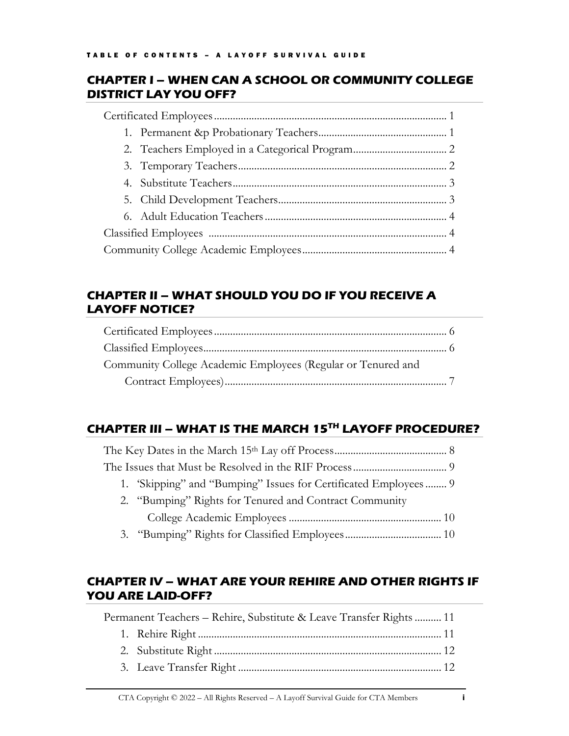TABLE OF CONTENTS – A LAYOFF SURVIVAL GUIDE

## CHAPTER I – WHEN CAN A SCHOOL OR COMMUNITY COLLEGE DISTRICT LAY YOU OFF?

Certificated Employees ........................................................................ 1
1. Permanent &p Probationary Teachers ............................................... 1
2. Teachers Employed in a Categorical Program .................................. 2
3. Temporary Teachers ............................................................................ 2
4. Substitute Teachers ............................................................................... 3
5. Child Development Teachers .............................................................. 3
6. Adult Education Teachers ................................................................... 4

Classified Employees ............................................................................ 4

Community College Academic Employees ........................................... 4

## CHAPTER II – WHAT SHOULD YOU DO IF YOU RECEIVE A LAYOFF NOTICE?

Certificated Employees ........................................................................ 6

Classified Employees ............................................................................ 6

Community College Academic Employees (Regular or Tenured and Contract Employees) ........................................................................ 7

## CHAPTER III – WHAT IS THE MARCH 15TH LAYOFF PROCEDURE?

The Key Dates in the March 15th Lay off Process ................................. 8

The Issues that Must be Resolved in the RIF Process .......................... 9
1. 'Skipping" and "Bumping" Issues for Certificated Employees ........ 9
2. "Bumping" Rights for Tenured and Contract Community College Academic Employees ........................................................ 10
3. "Bumping" Rights for Classified Employees ................................... 10

## CHAPTER IV – WHAT ARE YOUR REHIRE AND OTHER RIGHTS IF YOU ARE LAID-OFF?

Permanent Teachers – Rehire, Substitute & Leave Transfer Rights .......... 11
1. Rehire Right .......................................................................................... 11
2. Substitute Right .................................................................................... 12
3. Leave Transfer Right ........................................................................... 12

CTA Copyright © 2022 – All Rights Reserved – A Layoff Survival Guide for CTA Members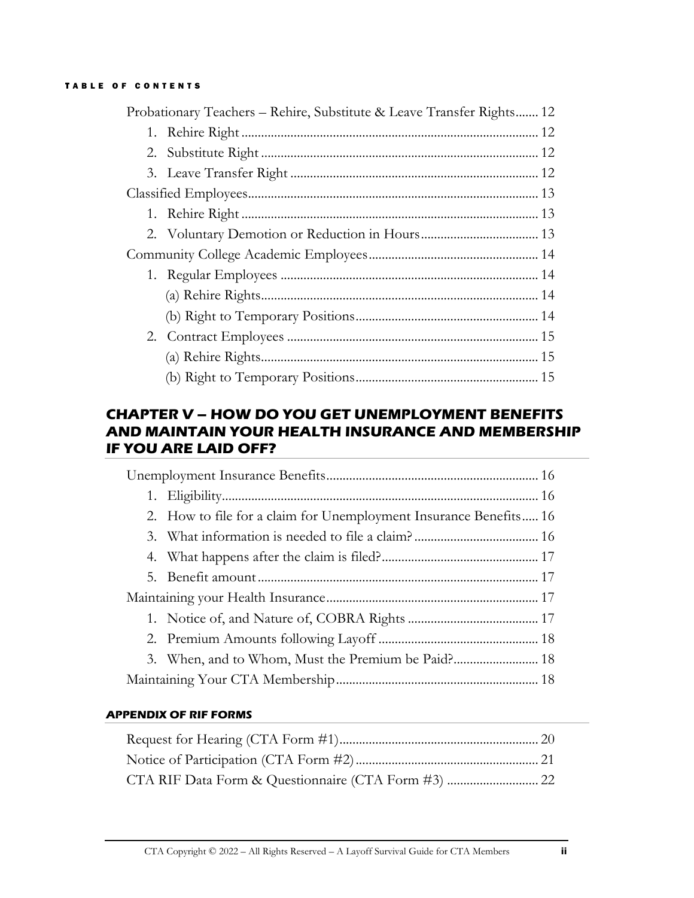**TABLE OF CONTENTS**

Probationary Teachers – Rehire, Substitute & Leave Transfer Rights....... 12

1. Rehire Right ........................................................................................ 12
2. Substitute Right ................................................................................... 12
3. Leave Transfer Right ........................................................................... 12

Classified Employees........................................................................................ 13

1. Rehire Right ........................................................................................ 13
2. Voluntary Demotion or Reduction in Hours.................................... 13

Community College Academic Employees.................................................... 14

1. Regular Employees ............................................................................. 14
   - (a) Rehire Rights.................................................................................... 14
   - (b) Right to Temporary Positions....................................................... 14
2. Contract Employees ............................................................................ 15
   - (a) Rehire Rights.................................................................................... 15
   - (b) Right to Temporary Positions....................................................... 15

## CHAPTER V – HOW DO YOU GET UNEMPLOYMENT BENEFITS AND MAINTAIN YOUR HEALTH INSURANCE AND MEMBERSHIP IF YOU ARE LAID OFF?

Unemployment Insurance Benefits................................................................. 16

1. Eligibility................................................................................................ 16
2. How to file for a claim for Unemployment Insurance Benefits..... 16
3. What information is needed to file a claim? ...................................... 16
4. What happens after the claim is filed?................................................ 17
5. Benefit amount ...................................................................................... 17

Maintaining your Health Insurance................................................................. 17

1. Notice of, and Nature of, COBRA Rights ........................................ 17
2. Premium Amounts following Layoff ................................................. 18
3. When, and to Whom, Must the Premium be Paid?.......................... 18

Maintaining Your CTA Membership............................................................. 18

### APPENDIX OF RIF FORMS

Request for Hearing (CTA Form #1)............................................................ 20

Notice of Participation (CTA Form #2)........................................................ 21

CTA RIF Data Form & Questionnaire (CTA Form #3) ............................ 22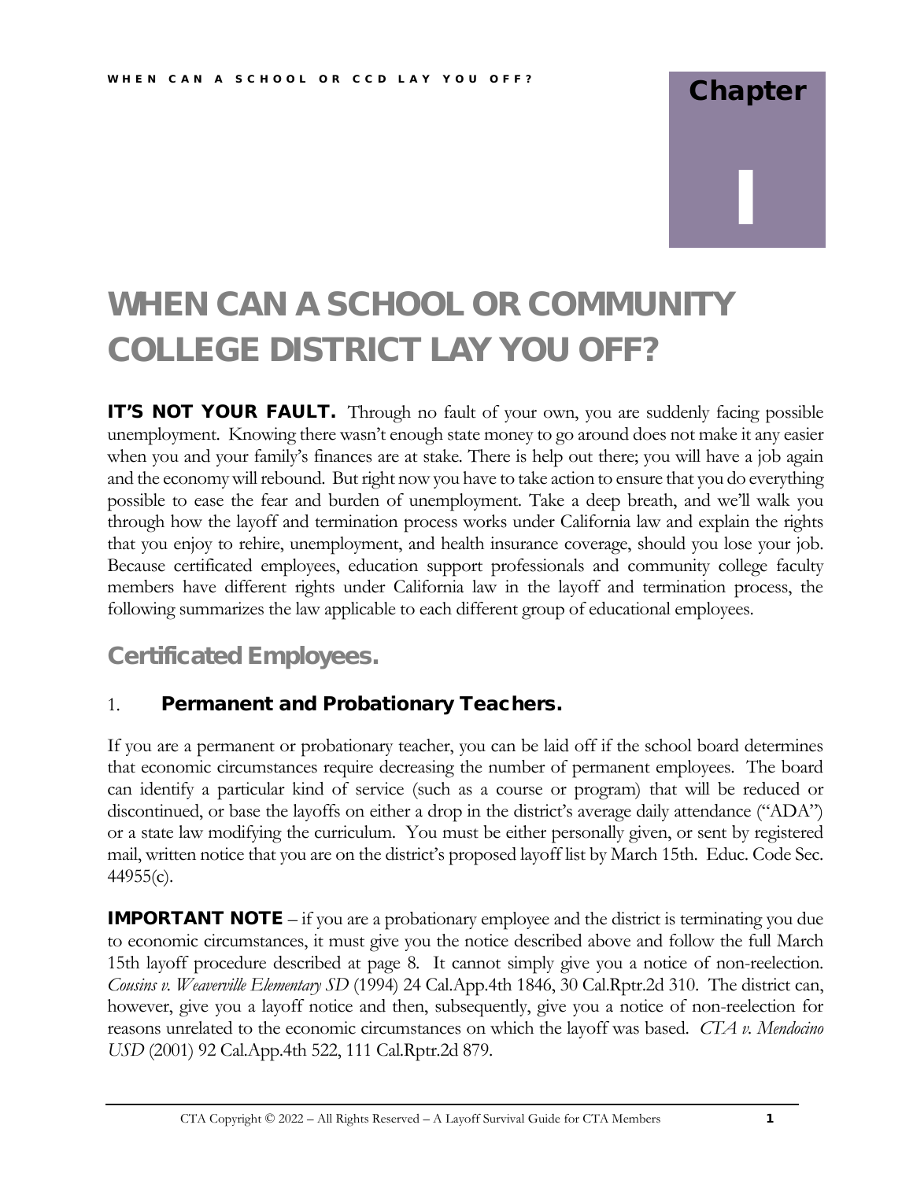Chapter

I

# WHEN CAN A SCHOOL OR COMMUNITY COLLEGE DISTRICT LAY YOU OFF?

**IT'S NOT YOUR FAULT.** Through no fault of your own, you are suddenly facing possible unemployment. Knowing there wasn't enough state money to go around does not make it any easier when you and your family's finances are at stake. There is help out there; you will have a job again and the economy will rebound. But right now you have to take action to ensure that you do everything possible to ease the fear and burden of unemployment. Take a deep breath, and we'll walk you through how the layoff and termination process works under California law and explain the rights that you enjoy to rehire, unemployment, and health insurance coverage, should you lose your job. Because certificated employees, education support professionals and community college faculty members have different rights under California law in the layoff and termination process, the following summarizes the law applicable to each different group of educational employees.

## Certificated Employees.

### 1. Permanent and Probationary Teachers.

If you are a permanent or probationary teacher, you can be laid off if the school board determines that economic circumstances require decreasing the number of permanent employees. The board can identify a particular kind of service (such as a course or program) that will be reduced or discontinued, or base the layoffs on either a drop in the district's average daily attendance ("ADA") or a state law modifying the curriculum. You must be either personally given, or sent by registered mail, written notice that you are on the district's proposed layoff list by March 15th. Educ. Code Sec. 44955(c).

**IMPORTANT NOTE** – if you are a probationary employee and the district is terminating you due to economic circumstances, it must give you the notice described above and follow the full March 15th layoff procedure described at page 8. It cannot simply give you a notice of non-reelection. *Cousins v. Weaverville Elementary SD* (1994) 24 Cal.App.4th 1846, 30 Cal.Rptr.2d 310. The district can, however, give you a layoff notice and then, subsequently, give you a notice of non-reelection for reasons unrelated to the economic circumstances on which the layoff was based. *CTA v. Mendocino USD* (2001) 92 Cal.App.4th 522, 111 Cal.Rptr.2d 879.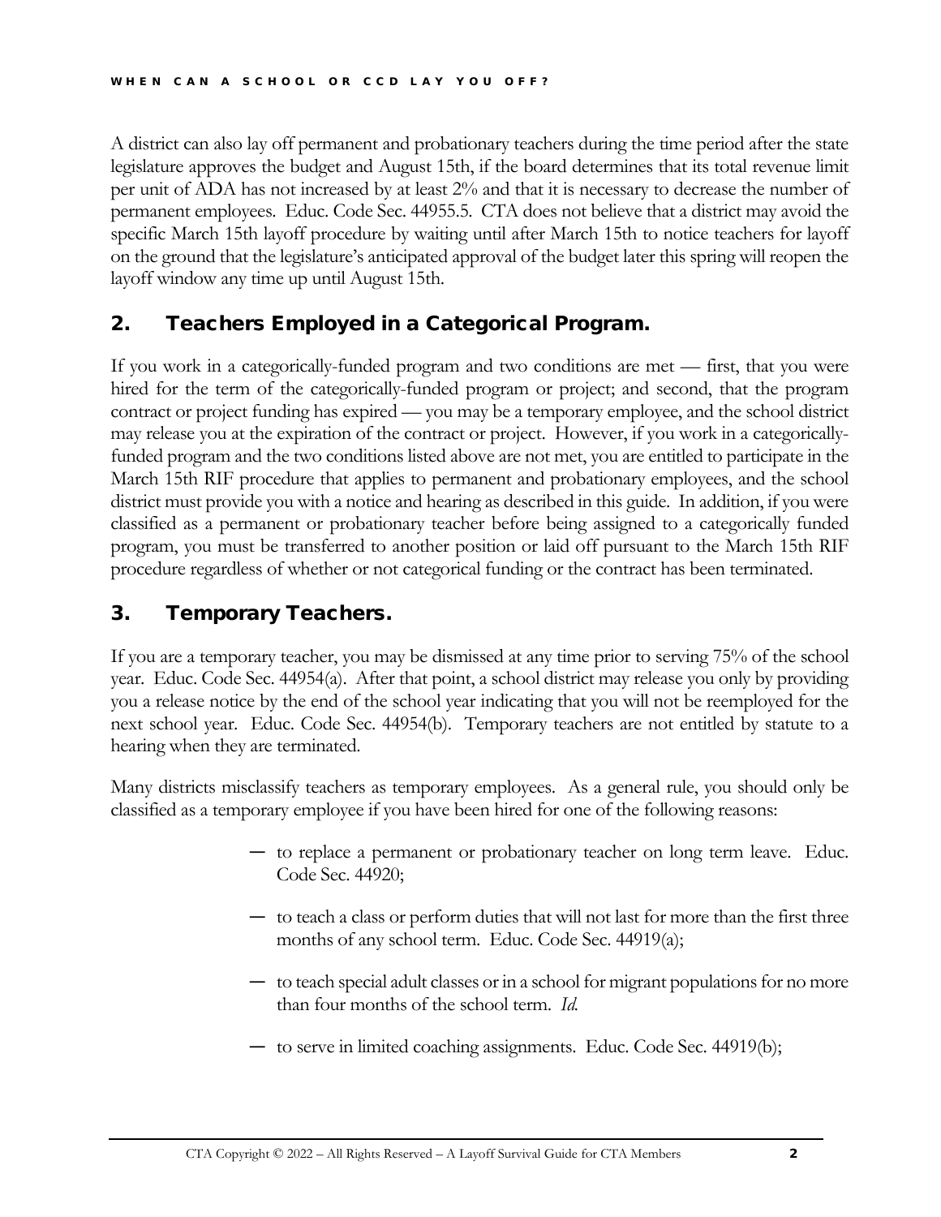A district can also lay off permanent and probationary teachers during the time period after the state legislature approves the budget and August 15th, if the board determines that its total revenue limit per unit of ADA has not increased by at least 2% and that it is necessary to decrease the number of permanent employees. Educ. Code Sec. 44955.5. CTA does not believe that a district may avoid the specific March 15th layoff procedure by waiting until after March 15th to notice teachers for layoff on the ground that the legislature's anticipated approval of the budget later this spring will reopen the layoff window any time up until August 15th.

## 2. Teachers Employed in a Categorical Program.

If you work in a categorically-funded program and two conditions are met — first, that you were hired for the term of the categorically-funded program or project; and second, that the program contract or project funding has expired — you may be a temporary employee, and the school district may release you at the expiration of the contract or project. However, if you work in a categorically-funded program and the two conditions listed above are not met, you are entitled to participate in the March 15th RIF procedure that applies to permanent and probationary employees, and the school district must provide you with a notice and hearing as described in this guide. In addition, if you were classified as a permanent or probationary teacher before being assigned to a categorically funded program, you must be transferred to another position or laid off pursuant to the March 15th RIF procedure regardless of whether or not categorical funding or the contract has been terminated.

## 3. Temporary Teachers.

If you are a temporary teacher, you may be dismissed at any time prior to serving 75% of the school year. Educ. Code Sec. 44954(a). After that point, a school district may release you only by providing you a release notice by the end of the school year indicating that you will not be reemployed for the next school year. Educ. Code Sec. 44954(b). Temporary teachers are not entitled by statute to a hearing when they are terminated.

Many districts misclassify teachers as temporary employees. As a general rule, you should only be classified as a temporary employee if you have been hired for one of the following reasons:

- to replace a permanent or probationary teacher on long term leave. Educ. Code Sec. 44920;
- to teach a class or perform duties that will not last for more than the first three months of any school term. Educ. Code Sec. 44919(a);
- to teach special adult classes or in a school for migrant populations for no more than four months of the school term. *Id.*
- to serve in limited coaching assignments. Educ. Code Sec. 44919(b);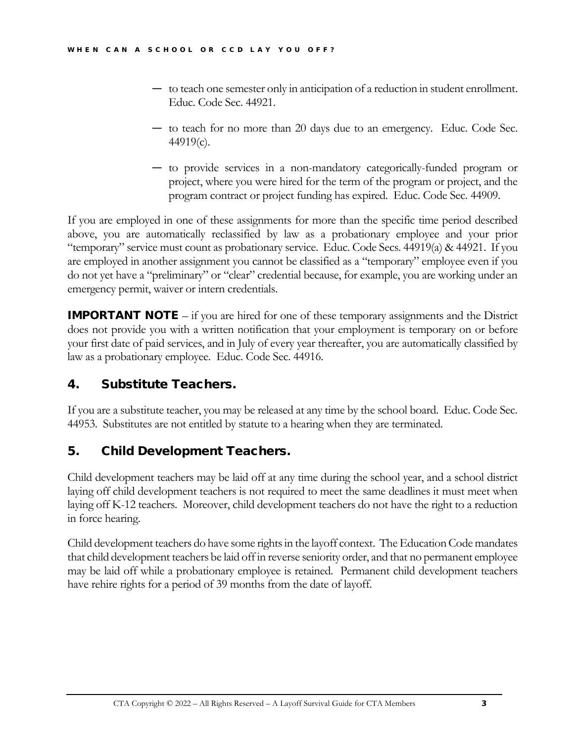- to teach one semester only in anticipation of a reduction in student enrollment. Educ. Code Sec. 44921.
- to teach for no more than 20 days due to an emergency. Educ. Code Sec. 44919(c).
- to provide services in a non-mandatory categorically-funded program or project, where you were hired for the term of the program or project, and the program contract or project funding has expired. Educ. Code Sec. 44909.

If you are employed in one of these assignments for more than the specific time period described above, you are automatically reclassified by law as a probationary employee and your prior "temporary" service must count as probationary service. Educ. Code Secs. 44919(a) & 44921. If you are employed in another assignment you cannot be classified as a "temporary" employee even if you do not yet have a "preliminary" or "clear" credential because, for example, you are working under an emergency permit, waiver or intern credentials.

**IMPORTANT NOTE** – if you are hired for one of these temporary assignments and the District does not provide you with a written notification that your employment is temporary on or before your first date of paid services, and in July of every year thereafter, you are automatically classified by law as a probationary employee. Educ. Code Sec. 44916.

## 4. Substitute Teachers.

If you are a substitute teacher, you may be released at any time by the school board. Educ. Code Sec. 44953. Substitutes are not entitled by statute to a hearing when they are terminated.

## 5. Child Development Teachers.

Child development teachers may be laid off at any time during the school year, and a school district laying off child development teachers is not required to meet the same deadlines it must meet when laying off K-12 teachers. Moreover, child development teachers do not have the right to a reduction in force hearing.

Child development teachers do have some rights in the layoff context. The Education Code mandates that child development teachers be laid off in reverse seniority order, and that no permanent employee may be laid off while a probationary employee is retained. Permanent child development teachers have rehire rights for a period of 39 months from the date of layoff.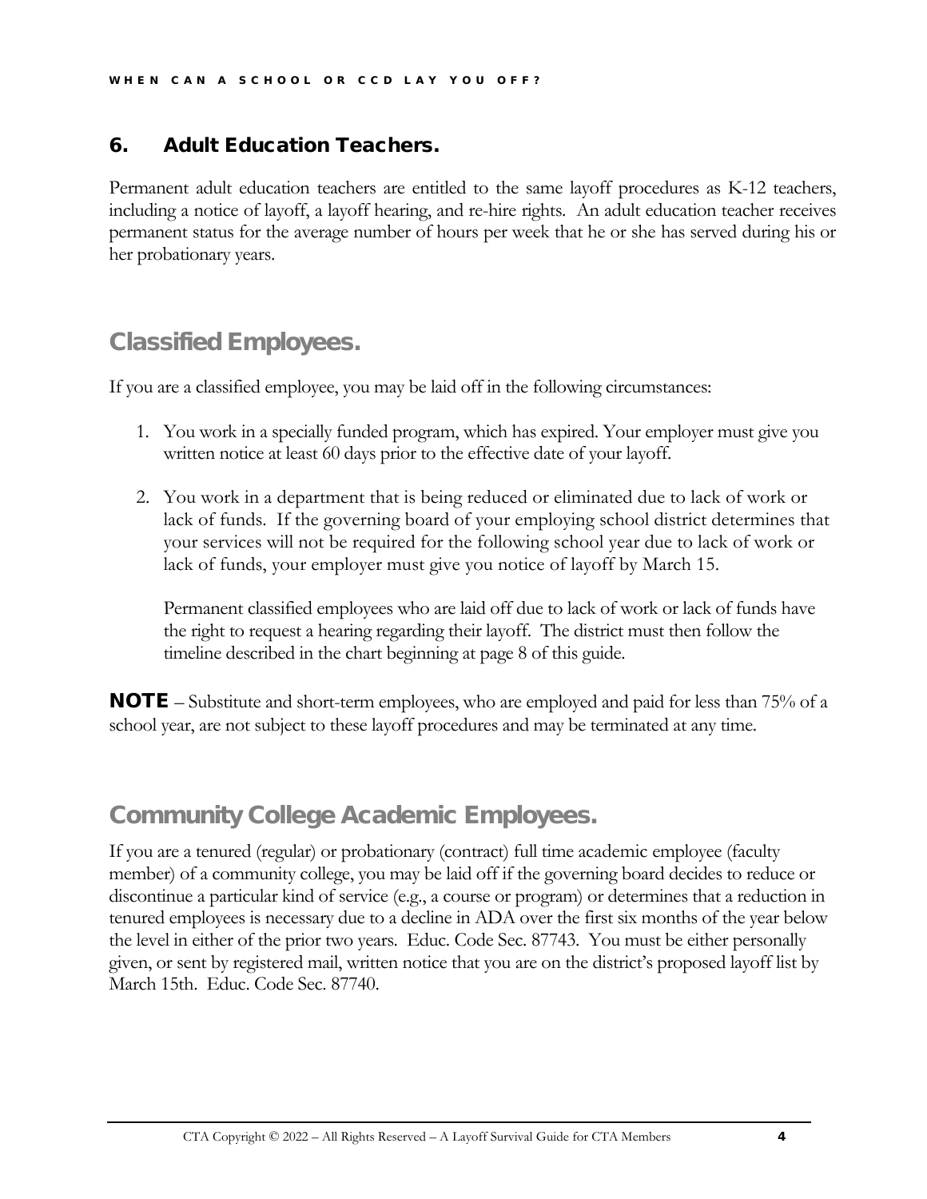### 6. Adult Education Teachers.

Permanent adult education teachers are entitled to the same layoff procedures as K-12 teachers, including a notice of layoff, a layoff hearing, and re-hire rights. An adult education teacher receives permanent status for the average number of hours per week that he or she has served during his or her probationary years.

## Classified Employees.

If you are a classified employee, you may be laid off in the following circumstances:

1. You work in a specially funded program, which has expired. Your employer must give you written notice at least 60 days prior to the effective date of your layoff.

2. You work in a department that is being reduced or eliminated due to lack of work or lack of funds. If the governing board of your employing school district determines that your services will not be required for the following school year due to lack of work or lack of funds, your employer must give you notice of layoff by March 15.

   Permanent classified employees who are laid off due to lack of work or lack of funds have the right to request a hearing regarding their layoff. The district must then follow the timeline described in the chart beginning at page 8 of this guide.

**NOTE** – Substitute and short-term employees, who are employed and paid for less than 75% of a school year, are not subject to these layoff procedures and may be terminated at any time.

## Community College Academic Employees.

If you are a tenured (regular) or probationary (contract) full time academic employee (faculty member) of a community college, you may be laid off if the governing board decides to reduce or discontinue a particular kind of service (e.g., a course or program) or determines that a reduction in tenured employees is necessary due to a decline in ADA over the first six months of the year below the level in either of the prior two years. Educ. Code Sec. 87743. You must be either personally given, or sent by registered mail, written notice that you are on the district's proposed layoff list by March 15th. Educ. Code Sec. 87740.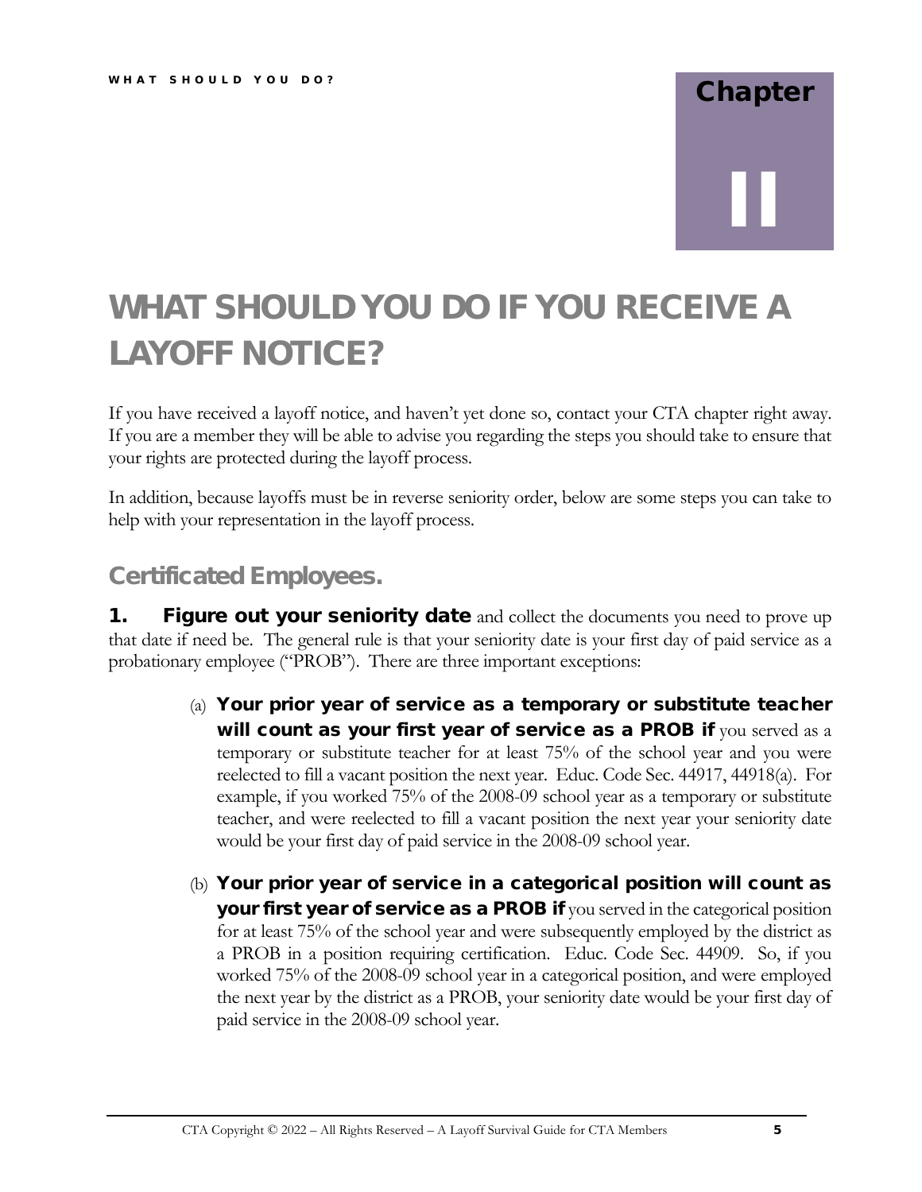# Chapter II

# WHAT SHOULD YOU DO IF YOU RECEIVE A LAYOFF NOTICE?

If you have received a layoff notice, and haven't yet done so, contact your CTA chapter right away. If you are a member they will be able to advise you regarding the steps you should take to ensure that your rights are protected during the layoff process.

In addition, because layoffs must be in reverse seniority order, below are some steps you can take to help with your representation in the layoff process.

## Certificated Employees.

**1. Figure out your seniority date** and collect the documents you need to prove up that date if need be. The general rule is that your seniority date is your first day of paid service as a probationary employee ("PROB"). There are three important exceptions:

(a) **Your prior year of service as a temporary or substitute teacher will count as your first year of service as a PROB if** you served as a temporary or substitute teacher for at least 75% of the school year and you were reelected to fill a vacant position the next year. Educ. Code Sec. 44917, 44918(a). For example, if you worked 75% of the 2008-09 school year as a temporary or substitute teacher, and were reelected to fill a vacant position the next year your seniority date would be your first day of paid service in the 2008-09 school year.

(b) **Your prior year of service in a categorical position will count as your first year of service as a PROB if** you served in the categorical position for at least 75% of the school year and were subsequently employed by the district as a PROB in a position requiring certification. Educ. Code Sec. 44909. So, if you worked 75% of the 2008-09 school year in a categorical position, and were employed the next year by the district as a PROB, your seniority date would be your first day of paid service in the 2008-09 school year.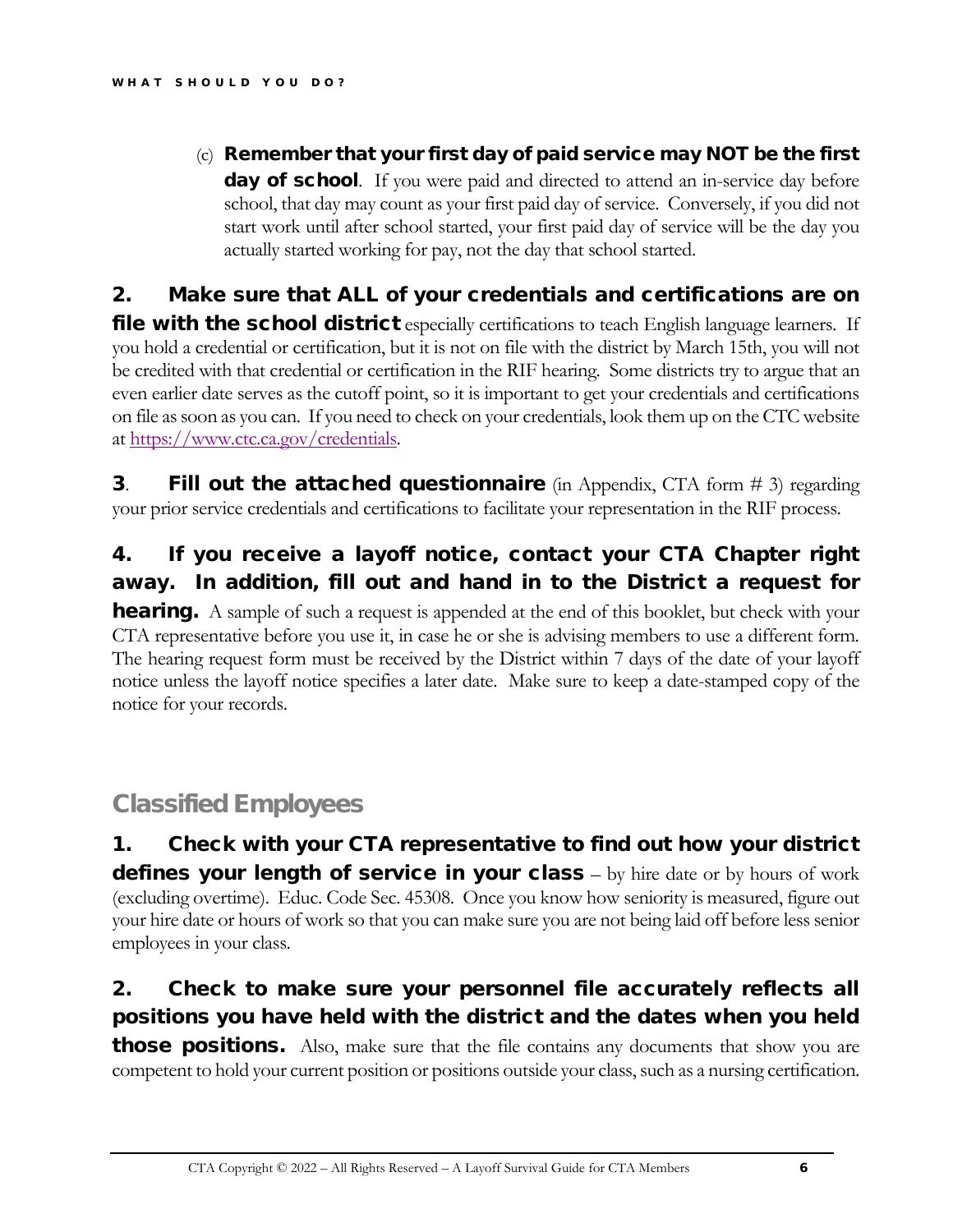(c) **Remember that your first day of paid service may NOT be the first day of school**. If you were paid and directed to attend an in-service day before school, that day may count as your first paid day of service. Conversely, if you did not start work until after school started, your first paid day of service will be the day you actually started working for pay, not the day that school started.

2. **Make sure that ALL of your credentials and certifications are on file with the school district** especially certifications to teach English language learners. If you hold a credential or certification, but it is not on file with the district by March 15th, you will not be credited with that credential or certification in the RIF hearing. Some districts try to argue that an even earlier date serves as the cutoff point, so it is important to get your credentials and certifications on file as soon as you can. If you need to check on your credentials, look them up on the CTC website at https://www.ctc.ca.gov/credentials.

3. **Fill out the attached questionnaire** (in Appendix, CTA form # 3) regarding your prior service credentials and certifications to facilitate your representation in the RIF process.

4. **If you receive a layoff notice, contact your CTA Chapter right away. In addition, fill out and hand in to the District a request for hearing.** A sample of such a request is appended at the end of this booklet, but check with your CTA representative before you use it, in case he or she is advising members to use a different form. The hearing request form must be received by the District within 7 days of the date of your layoff notice unless the layoff notice specifies a later date. Make sure to keep a date-stamped copy of the notice for your records.

## Classified Employees

1. **Check with your CTA representative to find out how your district defines your length of service in your class** – by hire date or by hours of work (excluding overtime). Educ. Code Sec. 45308. Once you know how seniority is measured, figure out your hire date or hours of work so that you can make sure you are not being laid off before less senior employees in your class.

2. **Check to make sure your personnel file accurately reflects all positions you have held with the district and the dates when you held those positions.** Also, make sure that the file contains any documents that show you are competent to hold your current position or positions outside your class, such as a nursing certification.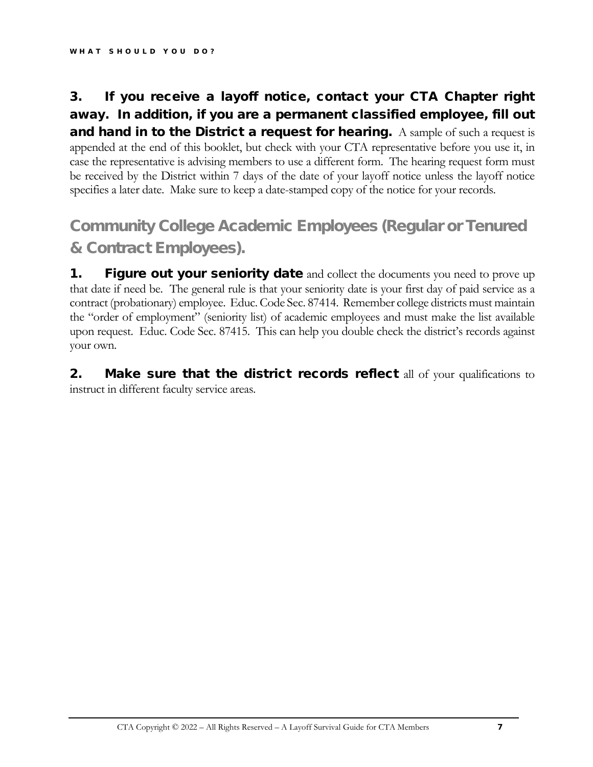**3. If you receive a layoff notice, contact your CTA Chapter right away. In addition, if you are a permanent classified employee, fill out and hand in to the District a request for hearing.** A sample of such a request is appended at the end of this booklet, but check with your CTA representative before you use it, in case the representative is advising members to use a different form. The hearing request form must be received by the District within 7 days of the date of your layoff notice unless the layoff notice specifies a later date. Make sure to keep a date-stamped copy of the notice for your records.

## Community College Academic Employees (Regular or Tenured & Contract Employees).

**1. Figure out your seniority date** and collect the documents you need to prove up that date if need be. The general rule is that your seniority date is your first day of paid service as a contract (probationary) employee. Educ. Code Sec. 87414. Remember college districts must maintain the "order of employment" (seniority list) of academic employees and must make the list available upon request. Educ. Code Sec. 87415. This can help you double check the district's records against your own.

**2. Make sure that the district records reflect** all of your qualifications to instruct in different faculty service areas.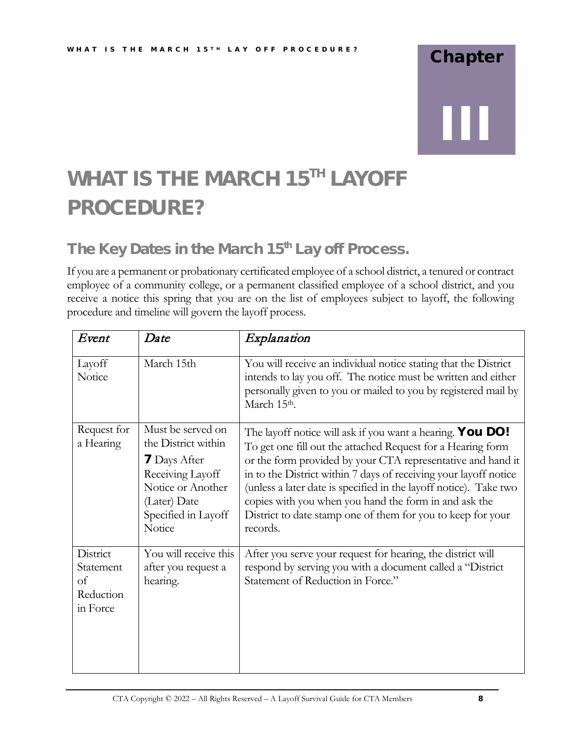Chapter

III

# WHAT IS THE MARCH 15TH LAYOFF PROCEDURE?

## The Key Dates in the March 15th Lay off Process.

If you are a permanent or probationary certificated employee of a school district, a tenured or contract employee of a community college, or a permanent classified employee of a school district, and you receive a notice this spring that you are on the list of employees subject to layoff, the following procedure and timeline will govern the layoff process.

| *Event* | *Date* | *Explanation* |
|---|---|---|
| Layoff Notice | March 15th | You will receive an individual notice stating that the District intends to lay you off. The notice must be written and either personally given to you or mailed to you by registered mail by March 15th. |
| Request for a Hearing | Must be served on the District within **7** Days After Receiving Layoff Notice or Another (Later) Date Specified in Layoff Notice | The layoff notice will ask if you want a hearing. **You DO!** To get one fill out the attached Request for a Hearing form or the form provided by your CTA representative and hand it in to the District within 7 days of receiving your layoff notice (unless a later date is specified in the layoff notice). Take two copies with you when you hand the form in and ask the District to date stamp one of them for you to keep for your records. |
| District Statement of Reduction in Force | You will receive this after you request a hearing. | After you serve your request for hearing, the district will respond by serving you with a document called a "District Statement of Reduction in Force." |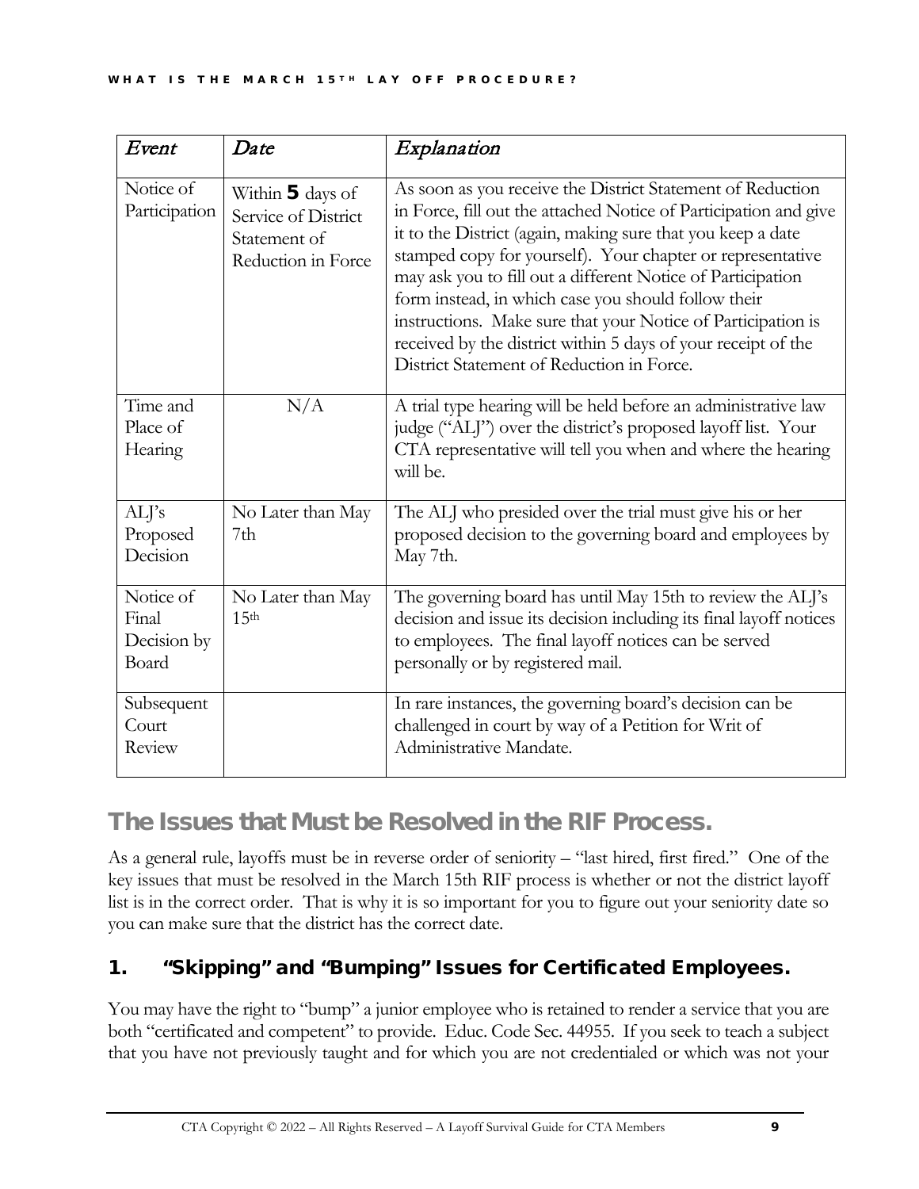| *Event* | *Date* | *Explanation* |
|---|---|---|
| Notice of Participation | Within **5** days of Service of District Statement of Reduction in Force | As soon as you receive the District Statement of Reduction in Force, fill out the attached Notice of Participation and give it to the District (again, making sure that you keep a date stamped copy for yourself). Your chapter or representative may ask you to fill out a different Notice of Participation form instead, in which case you should follow their instructions. Make sure that your Notice of Participation is received by the district within 5 days of your receipt of the District Statement of Reduction in Force. |
| Time and Place of Hearing | N/A | A trial type hearing will be held before an administrative law judge ("ALJ") over the district's proposed layoff list. Your CTA representative will tell you when and where the hearing will be. |
| ALJ's Proposed Decision | No Later than May 7th | The ALJ who presided over the trial must give his or her proposed decision to the governing board and employees by May 7th. |
| Notice of Final Decision by Board | No Later than May 15th | The governing board has until May 15th to review the ALJ's decision and issue its decision including its final layoff notices to employees. The final layoff notices can be served personally or by registered mail. |
| Subsequent Court Review | | In rare instances, the governing board's decision can be challenged in court by way of a Petition for Writ of Administrative Mandate. |

## The Issues that Must be Resolved in the RIF Process.

As a general rule, layoffs must be in reverse order of seniority – "last hired, first fired." One of the key issues that must be resolved in the March 15th RIF process is whether or not the district layoff list is in the correct order. That is why it is so important for you to figure out your seniority date so you can make sure that the district has the correct date.

### 1. "Skipping" and "Bumping" Issues for Certificated Employees.

You may have the right to "bump" a junior employee who is retained to render a service that you are both "certificated and competent" to provide. Educ. Code Sec. 44955. If you seek to teach a subject that you have not previously taught and for which you are not credentialed or which was not your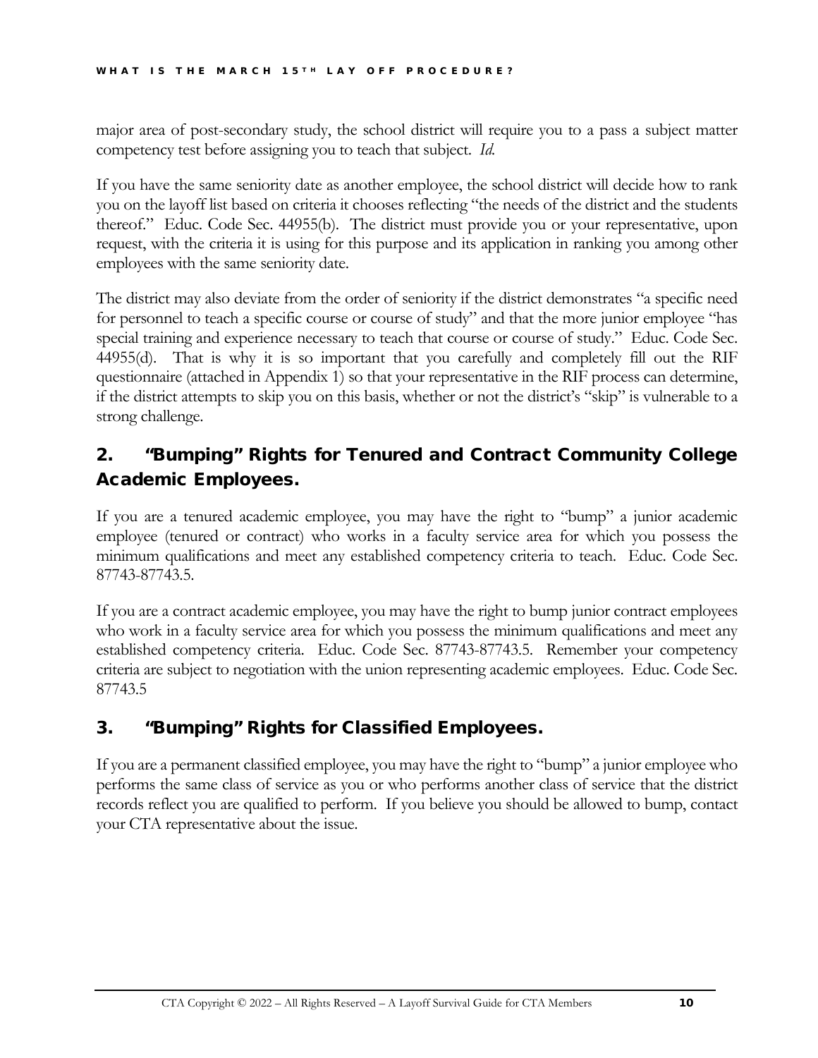major area of post-secondary study, the school district will require you to a pass a subject matter competency test before assigning you to teach that subject. *Id.*

If you have the same seniority date as another employee, the school district will decide how to rank you on the layoff list based on criteria it chooses reflecting "the needs of the district and the students thereof." Educ. Code Sec. 44955(b). The district must provide you or your representative, upon request, with the criteria it is using for this purpose and its application in ranking you among other employees with the same seniority date.

The district may also deviate from the order of seniority if the district demonstrates "a specific need for personnel to teach a specific course or course of study" and that the more junior employee "has special training and experience necessary to teach that course or course of study." Educ. Code Sec. 44955(d). That is why it is so important that you carefully and completely fill out the RIF questionnaire (attached in Appendix 1) so that your representative in the RIF process can determine, if the district attempts to skip you on this basis, whether or not the district's "skip" is vulnerable to a strong challenge.

## 2. "Bumping" Rights for Tenured and Contract Community College Academic Employees.

If you are a tenured academic employee, you may have the right to "bump" a junior academic employee (tenured or contract) who works in a faculty service area for which you possess the minimum qualifications and meet any established competency criteria to teach. Educ. Code Sec. 87743-87743.5.

If you are a contract academic employee, you may have the right to bump junior contract employees who work in a faculty service area for which you possess the minimum qualifications and meet any established competency criteria. Educ. Code Sec. 87743-87743.5. Remember your competency criteria are subject to negotiation with the union representing academic employees. Educ. Code Sec. 87743.5

## 3. "Bumping" Rights for Classified Employees.

If you are a permanent classified employee, you may have the right to "bump" a junior employee who performs the same class of service as you or who performs another class of service that the district records reflect you are qualified to perform. If you believe you should be allowed to bump, contact your CTA representative about the issue.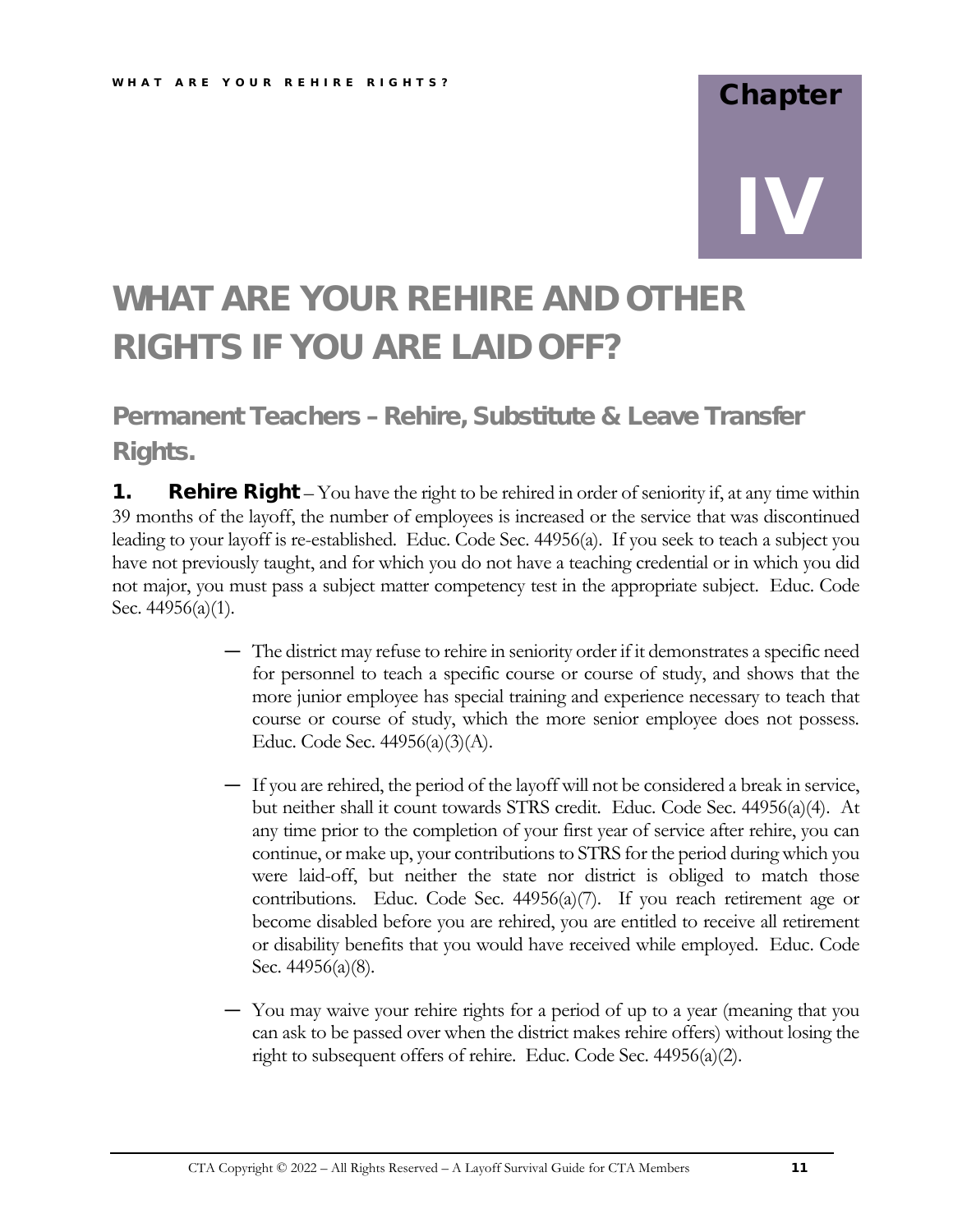# Chapter IV

# WHAT ARE YOUR REHIRE AND OTHER RIGHTS IF YOU ARE LAID OFF?

## Permanent Teachers – Rehire, Substitute & Leave Transfer Rights.

**1. Rehire Right** – You have the right to be rehired in order of seniority if, at any time within 39 months of the layoff, the number of employees is increased or the service that was discontinued leading to your layoff is re-established. Educ. Code Sec. 44956(a). If you seek to teach a subject you have not previously taught, and for which you do not have a teaching credential or in which you did not major, you must pass a subject matter competency test in the appropriate subject. Educ. Code Sec. 44956(a)(1).

- The district may refuse to rehire in seniority order if it demonstrates a specific need for personnel to teach a specific course or course of study, and shows that the more junior employee has special training and experience necessary to teach that course or course of study, which the more senior employee does not possess. Educ. Code Sec. 44956(a)(3)(A).

- If you are rehired, the period of the layoff will not be considered a break in service, but neither shall it count towards STRS credit. Educ. Code Sec. 44956(a)(4). At any time prior to the completion of your first year of service after rehire, you can continue, or make up, your contributions to STRS for the period during which you were laid-off, but neither the state nor district is obliged to match those contributions. Educ. Code Sec. 44956(a)(7). If you reach retirement age or become disabled before you are rehired, you are entitled to receive all retirement or disability benefits that you would have received while employed. Educ. Code Sec. 44956(a)(8).

- You may waive your rehire rights for a period of up to a year (meaning that you can ask to be passed over when the district makes rehire offers) without losing the right to subsequent offers of rehire. Educ. Code Sec. 44956(a)(2).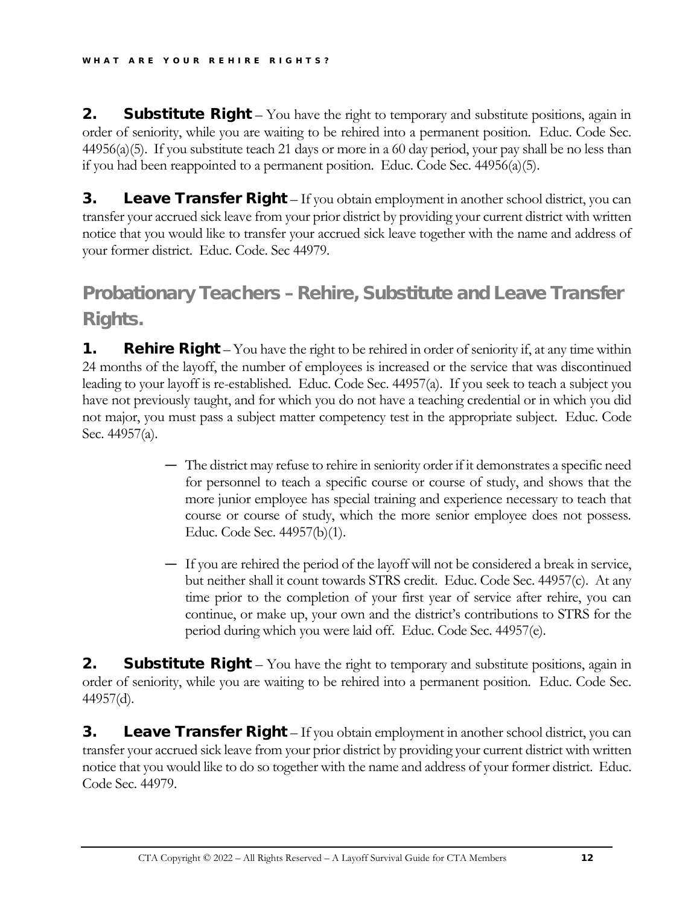**2. Substitute Right** – You have the right to temporary and substitute positions, again in order of seniority, while you are waiting to be rehired into a permanent position. Educ. Code Sec. 44956(a)(5). If you substitute teach 21 days or more in a 60 day period, your pay shall be no less than if you had been reappointed to a permanent position. Educ. Code Sec. 44956(a)(5).

**3. Leave Transfer Right** – If you obtain employment in another school district, you can transfer your accrued sick leave from your prior district by providing your current district with written notice that you would like to transfer your accrued sick leave together with the name and address of your former district. Educ. Code. Sec 44979.

## Probationary Teachers – Rehire, Substitute and Leave Transfer Rights.

**1. Rehire Right** – You have the right to be rehired in order of seniority if, at any time within 24 months of the layoff, the number of employees is increased or the service that was discontinued leading to your layoff is re-established. Educ. Code Sec. 44957(a). If you seek to teach a subject you have not previously taught, and for which you do not have a teaching credential or in which you did not major, you must pass a subject matter competency test in the appropriate subject. Educ. Code Sec. 44957(a).

- The district may refuse to rehire in seniority order if it demonstrates a specific need for personnel to teach a specific course or course of study, and shows that the more junior employee has special training and experience necessary to teach that course or course of study, which the more senior employee does not possess. Educ. Code Sec. 44957(b)(1).

- If you are rehired the period of the layoff will not be considered a break in service, but neither shall it count towards STRS credit. Educ. Code Sec. 44957(c). At any time prior to the completion of your first year of service after rehire, you can continue, or make up, your own and the district's contributions to STRS for the period during which you were laid off. Educ. Code Sec. 44957(e).

**2. Substitute Right** – You have the right to temporary and substitute positions, again in order of seniority, while you are waiting to be rehired into a permanent position. Educ. Code Sec. 44957(d).

**3. Leave Transfer Right** – If you obtain employment in another school district, you can transfer your accrued sick leave from your prior district by providing your current district with written notice that you would like to do so together with the name and address of your former district. Educ. Code Sec. 44979.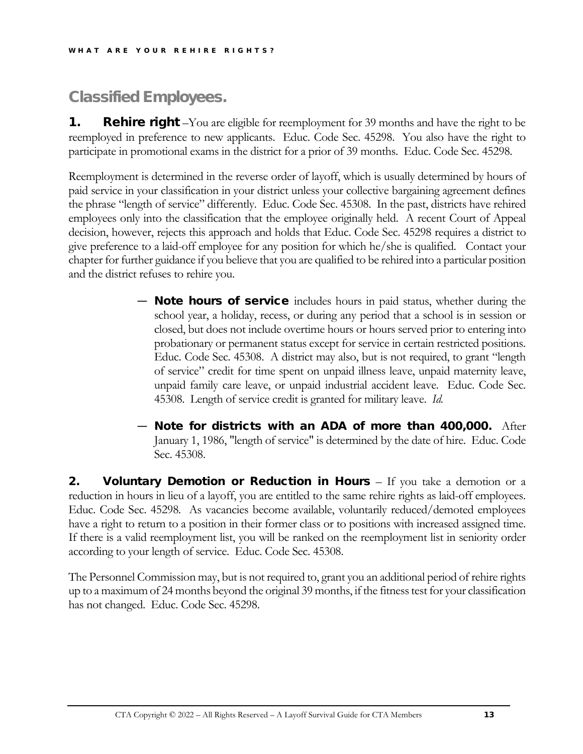## Classified Employees.

**1. Rehire right** –You are eligible for reemployment for 39 months and have the right to be reemployed in preference to new applicants. Educ. Code Sec. 45298. You also have the right to participate in promotional exams in the district for a prior of 39 months. Educ. Code Sec. 45298.

Reemployment is determined in the reverse order of layoff, which is usually determined by hours of paid service in your classification in your district unless your collective bargaining agreement defines the phrase "length of service" differently. Educ. Code Sec. 45308. In the past, districts have rehired employees only into the classification that the employee originally held. A recent Court of Appeal decision, however, rejects this approach and holds that Educ. Code Sec. 45298 requires a district to give preference to a laid-off employee for any position for which he/she is qualified. Contact your chapter for further guidance if you believe that you are qualified to be rehired into a particular position and the district refuses to rehire you.

- **Note hours of service** includes hours in paid status, whether during the school year, a holiday, recess, or during any period that a school is in session or closed, but does not include overtime hours or hours served prior to entering into probationary or permanent status except for service in certain restricted positions. Educ. Code Sec. 45308. A district may also, but is not required, to grant "length of service" credit for time spent on unpaid illness leave, unpaid maternity leave, unpaid family care leave, or unpaid industrial accident leave. Educ. Code Sec. 45308. Length of service credit is granted for military leave. *Id.*

- **Note for districts with an ADA of more than 400,000.** After January 1, 1986, "length of service" is determined by the date of hire. Educ. Code Sec. 45308.

**2. Voluntary Demotion or Reduction in Hours** – If you take a demotion or a reduction in hours in lieu of a layoff, you are entitled to the same rehire rights as laid-off employees. Educ. Code Sec. 45298. As vacancies become available, voluntarily reduced/demoted employees have a right to return to a position in their former class or to positions with increased assigned time. If there is a valid reemployment list, you will be ranked on the reemployment list in seniority order according to your length of service. Educ. Code Sec. 45308.

The Personnel Commission may, but is not required to, grant you an additional period of rehire rights up to a maximum of 24 months beyond the original 39 months, if the fitness test for your classification has not changed. Educ. Code Sec. 45298.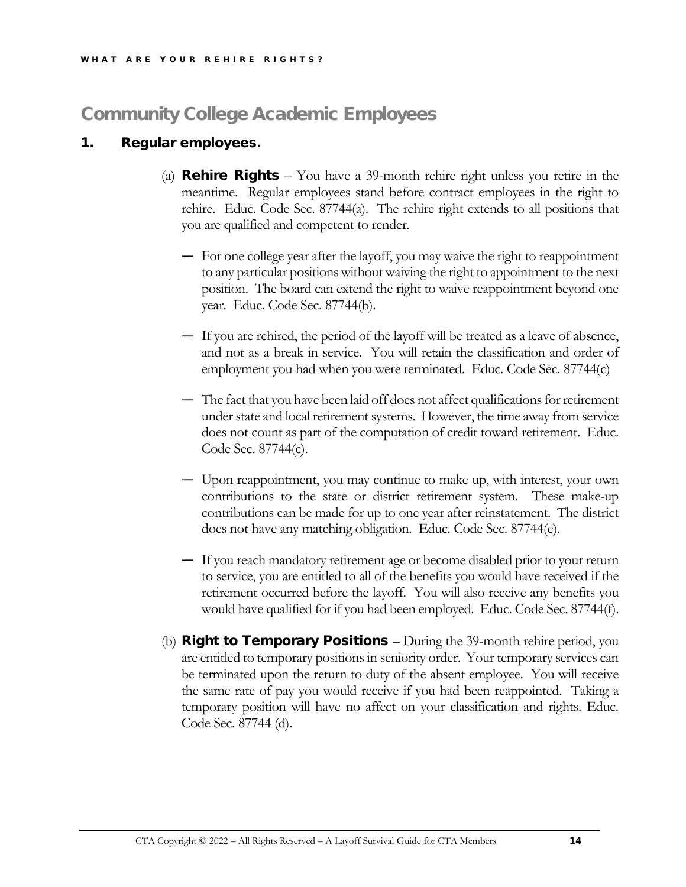# Community College Academic Employees

## 1. Regular employees.

(a) **Rehire Rights** – You have a 39-month rehire right unless you retire in the meantime. Regular employees stand before contract employees in the right to rehire. Educ. Code Sec. 87744(a). The rehire right extends to all positions that you are qualified and competent to render.

- For one college year after the layoff, you may waive the right to reappointment to any particular positions without waiving the right to appointment to the next position. The board can extend the right to waive reappointment beyond one year. Educ. Code Sec. 87744(b).
- If you are rehired, the period of the layoff will be treated as a leave of absence, and not as a break in service. You will retain the classification and order of employment you had when you were terminated. Educ. Code Sec. 87744(c)
- The fact that you have been laid off does not affect qualifications for retirement under state and local retirement systems. However, the time away from service does not count as part of the computation of credit toward retirement. Educ. Code Sec. 87744(c).
- Upon reappointment, you may continue to make up, with interest, your own contributions to the state or district retirement system. These make-up contributions can be made for up to one year after reinstatement. The district does not have any matching obligation. Educ. Code Sec. 87744(e).
- If you reach mandatory retirement age or become disabled prior to your return to service, you are entitled to all of the benefits you would have received if the retirement occurred before the layoff. You will also receive any benefits you would have qualified for if you had been employed. Educ. Code Sec. 87744(f).

(b) **Right to Temporary Positions** – During the 39-month rehire period, you are entitled to temporary positions in seniority order. Your temporary services can be terminated upon the return to duty of the absent employee. You will receive the same rate of pay you would receive if you had been reappointed. Taking a temporary position will have no affect on your classification and rights. Educ. Code Sec. 87744 (d).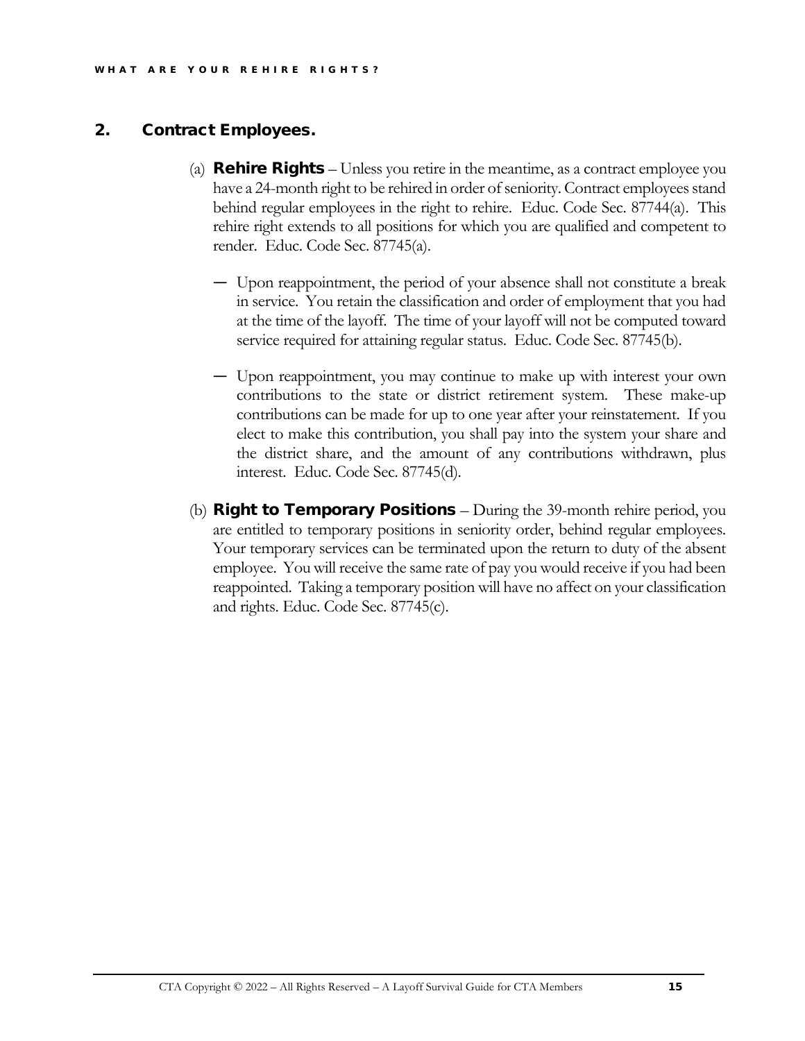## 2. Contract Employees.

(a) **Rehire Rights** – Unless you retire in the meantime, as a contract employee you have a 24-month right to be rehired in order of seniority. Contract employees stand behind regular employees in the right to rehire. Educ. Code Sec. 87744(a). This rehire right extends to all positions for which you are qualified and competent to render. Educ. Code Sec. 87745(a).

- Upon reappointment, the period of your absence shall not constitute a break in service. You retain the classification and order of employment that you had at the time of the layoff. The time of your layoff will not be computed toward service required for attaining regular status. Educ. Code Sec. 87745(b).

- Upon reappointment, you may continue to make up with interest your own contributions to the state or district retirement system. These make-up contributions can be made for up to one year after your reinstatement. If you elect to make this contribution, you shall pay into the system your share and the district share, and the amount of any contributions withdrawn, plus interest. Educ. Code Sec. 87745(d).

(b) **Right to Temporary Positions** – During the 39-month rehire period, you are entitled to temporary positions in seniority order, behind regular employees. Your temporary services can be terminated upon the return to duty of the absent employee. You will receive the same rate of pay you would receive if you had been reappointed. Taking a temporary position will have no affect on your classification and rights. Educ. Code Sec. 87745(c).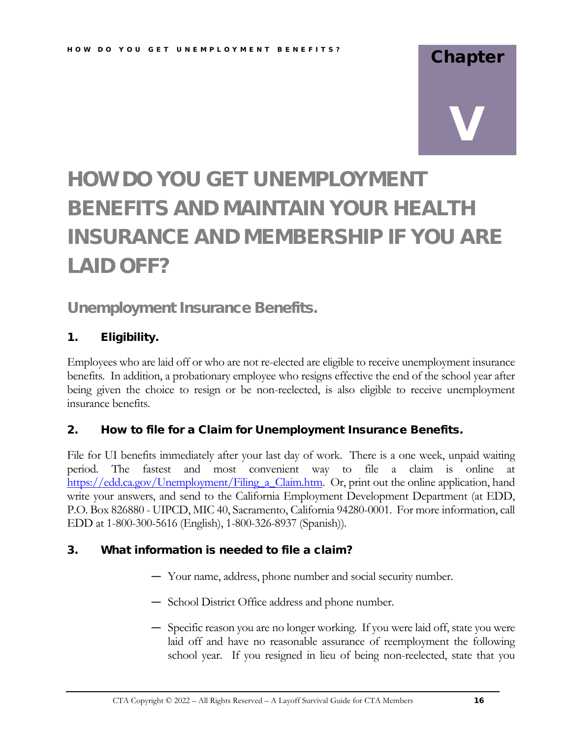# Chapter V

# HOW DO YOU GET UNEMPLOYMENT BENEFITS AND MAINTAIN YOUR HEALTH INSURANCE AND MEMBERSHIP IF YOU ARE LAID OFF?

## Unemployment Insurance Benefits.

### 1. Eligibility.

Employees who are laid off or who are not re-elected are eligible to receive unemployment insurance benefits. In addition, a probationary employee who resigns effective the end of the school year after being given the choice to resign or be non-reelected, is also eligible to receive unemployment insurance benefits.

### 2. How to file for a Claim for Unemployment Insurance Benefits.

File for UI benefits immediately after your last day of work. There is a one week, unpaid waiting period. The fastest and most convenient way to file a claim is online at https://edd.ca.gov/Unemployment/Filing_a_Claim.htm. Or, print out the online application, hand write your answers, and send to the California Employment Development Department (at EDD, P.O. Box 826880 - UIPCD, MIC 40, Sacramento, California 94280-0001. For more information, call EDD at 1-800-300-5616 (English), 1-800-326-8937 (Spanish)).

### 3. What information is needed to file a claim?

- Your name, address, phone number and social security number.
- School District Office address and phone number.
- Specific reason you are no longer working. If you were laid off, state you were laid off and have no reasonable assurance of reemployment the following school year. If you resigned in lieu of being non-reelected, state that you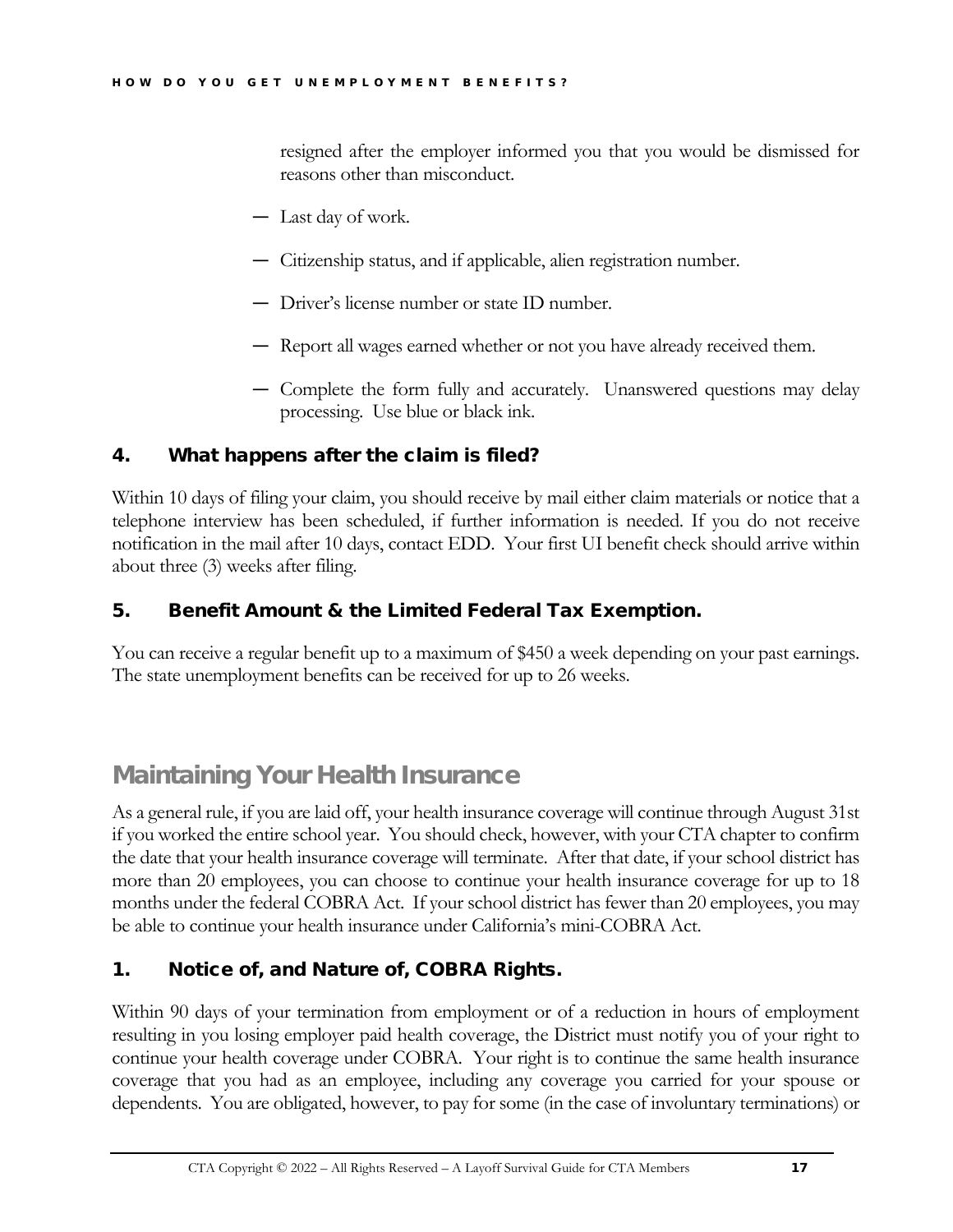resigned after the employer informed you that you would be dismissed for reasons other than misconduct.

- Last day of work.
- Citizenship status, and if applicable, alien registration number.
- Driver's license number or state ID number.
- Report all wages earned whether or not you have already received them.
- Complete the form fully and accurately. Unanswered questions may delay processing. Use blue or black ink.

### 4. What happens after the claim is filed?

Within 10 days of filing your claim, you should receive by mail either claim materials or notice that a telephone interview has been scheduled, if further information is needed. If you do not receive notification in the mail after 10 days, contact EDD. Your first UI benefit check should arrive within about three (3) weeks after filing.

### 5. Benefit Amount & the Limited Federal Tax Exemption.

You can receive a regular benefit up to a maximum of $450 a week depending on your past earnings. The state unemployment benefits can be received for up to 26 weeks.

## Maintaining Your Health Insurance

As a general rule, if you are laid off, your health insurance coverage will continue through August 31st if you worked the entire school year. You should check, however, with your CTA chapter to confirm the date that your health insurance coverage will terminate. After that date, if your school district has more than 20 employees, you can choose to continue your health insurance coverage for up to 18 months under the federal COBRA Act. If your school district has fewer than 20 employees, you may be able to continue your health insurance under California's mini-COBRA Act.

### 1. Notice of, and Nature of, COBRA Rights.

Within 90 days of your termination from employment or of a reduction in hours of employment resulting in you losing employer paid health coverage, the District must notify you of your right to continue your health coverage under COBRA. Your right is to continue the same health insurance coverage that you had as an employee, including any coverage you carried for your spouse or dependents. You are obligated, however, to pay for some (in the case of involuntary terminations) or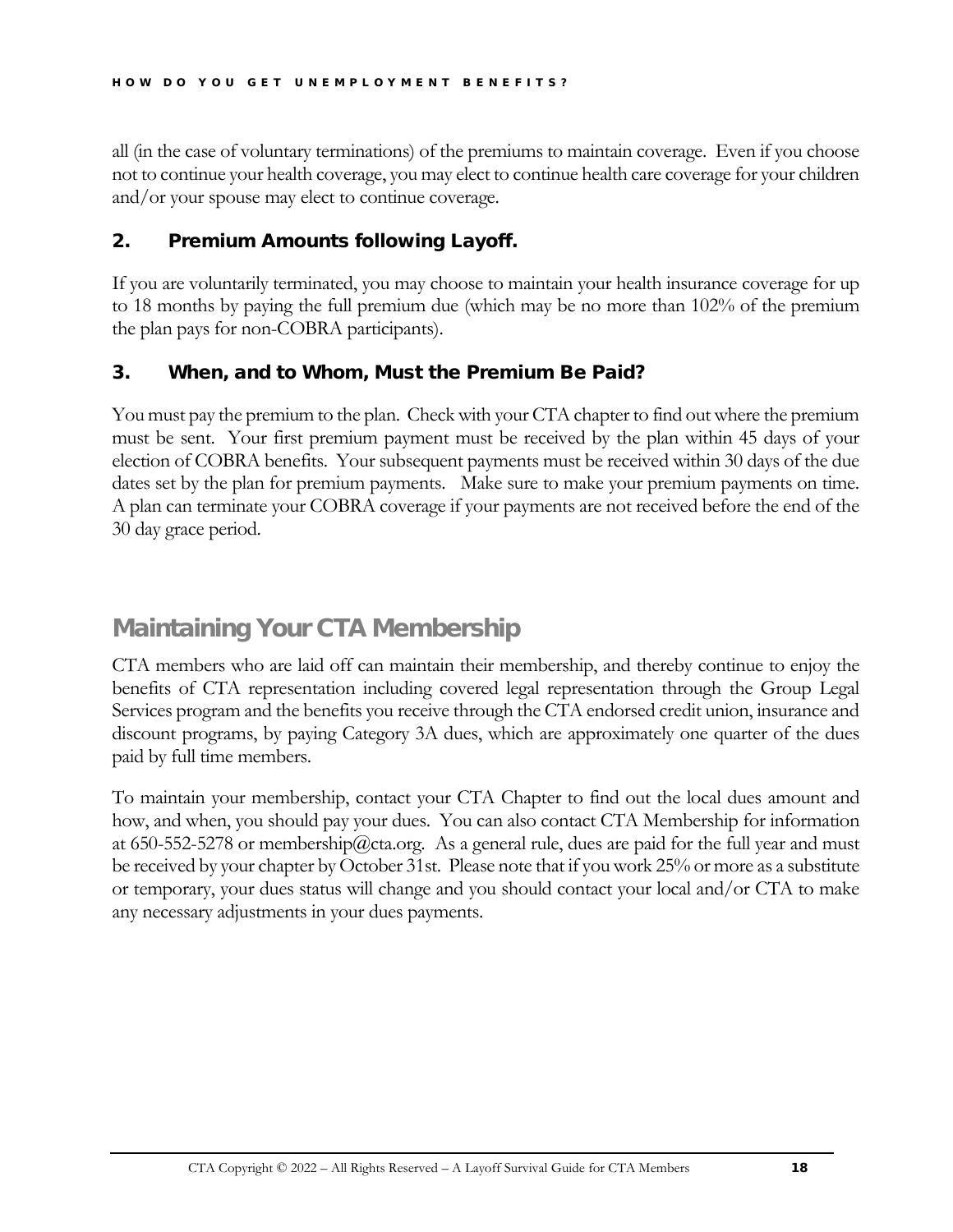all (in the case of voluntary terminations) of the premiums to maintain coverage. Even if you choose not to continue your health coverage, you may elect to continue health care coverage for your children and/or your spouse may elect to continue coverage.

### 2. Premium Amounts following Layoff.

If you are voluntarily terminated, you may choose to maintain your health insurance coverage for up to 18 months by paying the full premium due (which may be no more than 102% of the premium the plan pays for non-COBRA participants).

### 3. When, and to Whom, Must the Premium Be Paid?

You must pay the premium to the plan. Check with your CTA chapter to find out where the premium must be sent. Your first premium payment must be received by the plan within 45 days of your election of COBRA benefits. Your subsequent payments must be received within 30 days of the due dates set by the plan for premium payments. Make sure to make your premium payments on time. A plan can terminate your COBRA coverage if your payments are not received before the end of the 30 day grace period.

## Maintaining Your CTA Membership

CTA members who are laid off can maintain their membership, and thereby continue to enjoy the benefits of CTA representation including covered legal representation through the Group Legal Services program and the benefits you receive through the CTA endorsed credit union, insurance and discount programs, by paying Category 3A dues, which are approximately one quarter of the dues paid by full time members.

To maintain your membership, contact your CTA Chapter to find out the local dues amount and how, and when, you should pay your dues. You can also contact CTA Membership for information at 650-552-5278 or membership@cta.org. As a general rule, dues are paid for the full year and must be received by your chapter by October 31st. Please note that if you work 25% or more as a substitute or temporary, your dues status will change and you should contact your local and/or CTA to make any necessary adjustments in your dues payments.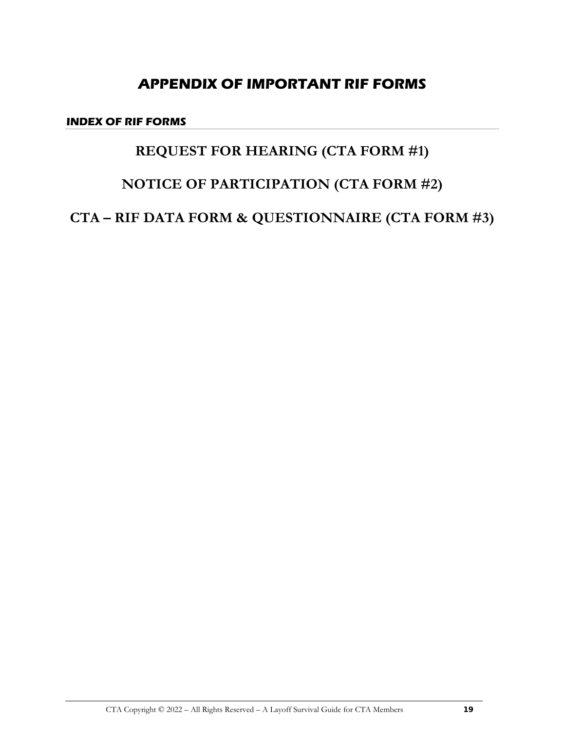# APPENDIX OF IMPORTANT RIF FORMS

#### INDEX OF RIF FORMS

## REQUEST FOR HEARING (CTA FORM #1)

## NOTICE OF PARTICIPATION (CTA FORM #2)

## CTA – RIF DATA FORM & QUESTIONNAIRE (CTA FORM #3)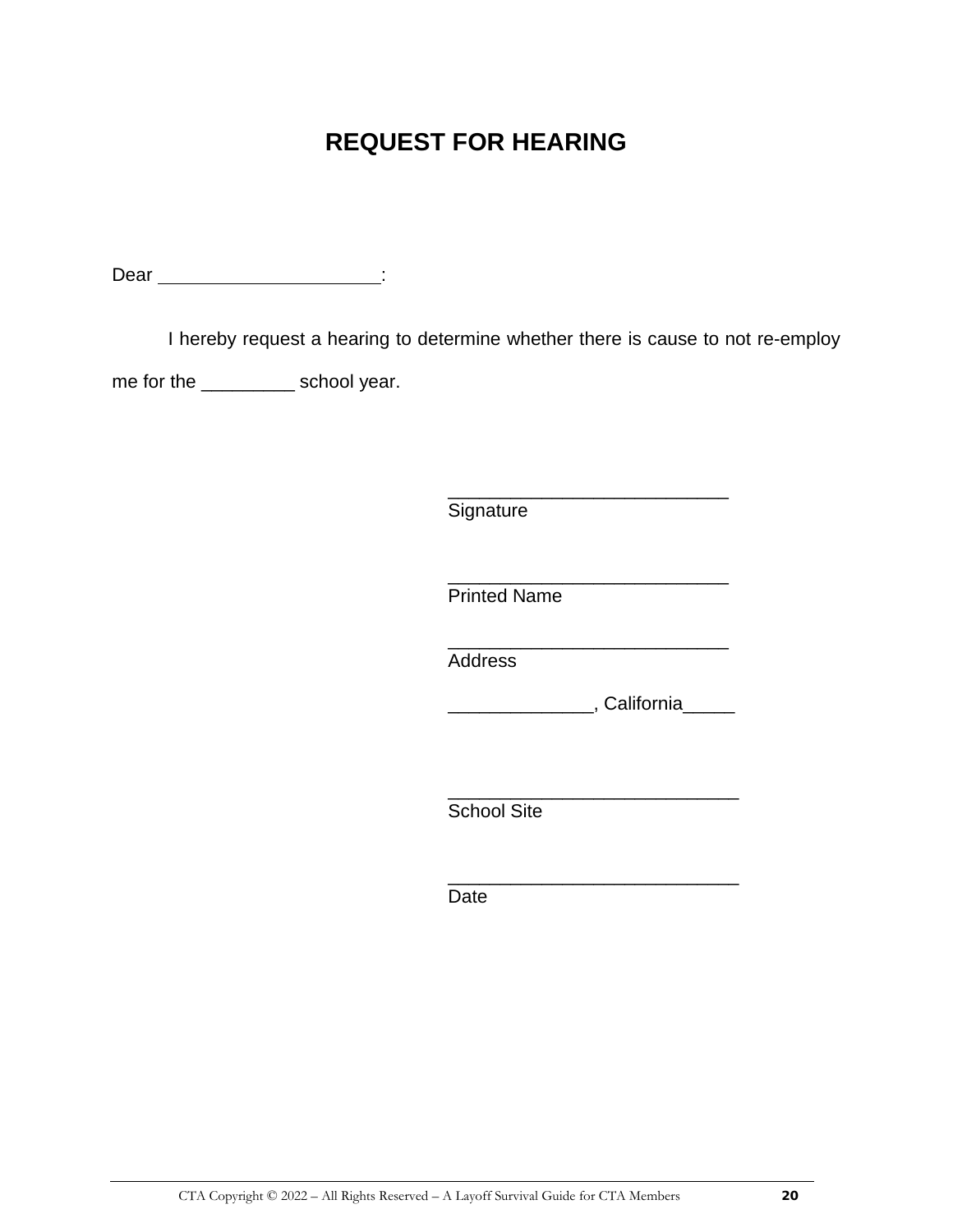# REQUEST FOR HEARING

Dear \_\_\_\_\_\_\_\_\_\_\_\_\_\_\_\_\_\_\_\_\_\_:

I hereby request a hearing to determine whether there is cause to not re-employ me for the _________ school year.

___________________________
Signature

___________________________
Printed Name

___________________________
Address

______________, California_____

___________________________
School Site

___________________________
Date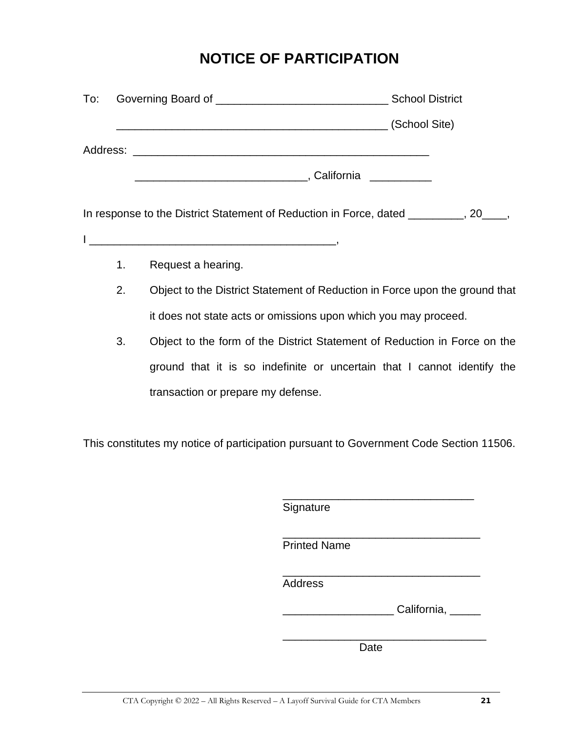# NOTICE OF PARTICIPATION

To: Governing Board of ___________________________ School District

___________________________________________ (School Site)

Address: ______________________________________________

___________________________, California __________

In response to the District Statement of Reduction in Force, dated _________, 20____,

I _______________________________________,

1. Request a hearing.
2. Object to the District Statement of Reduction in Force upon the ground that it does not state acts or omissions upon which you may proceed.
3. Object to the form of the District Statement of Reduction in Force on the ground that it is so indefinite or uncertain that I cannot identify the transaction or prepare my defense.

This constitutes my notice of participation pursuant to Government Code Section 11506.

______________________________
Signature

_______________________________
Printed Name

_______________________________
Address

_________________ California, _____

________________________________
Date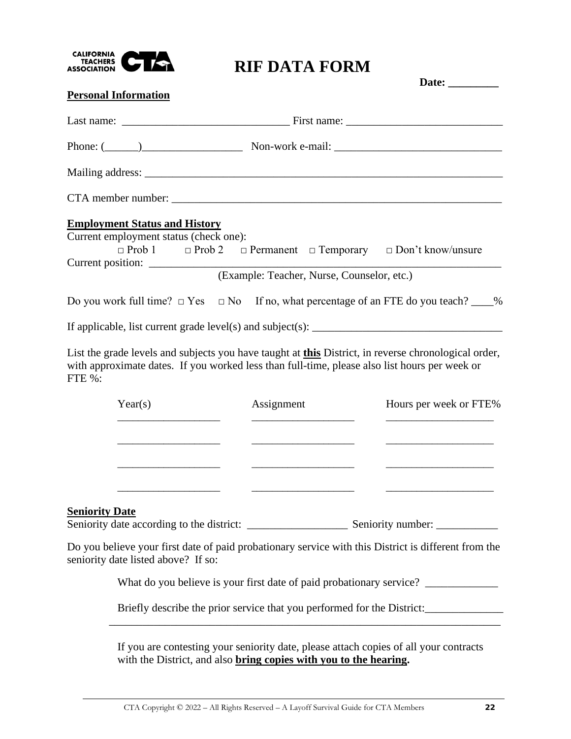CALIFORNIA TEACHERS ASSOCIATION CTA

# RIF DATA FORM

**Date: _________**

**Personal Information**

Last name: ______________________________ First name: ___________________________

Phone: (______)__________________ Non-work e-mail: ______________________________

Mailing address: _________________________________________________________________

CTA member number: ______________________________________________________________

**Employment Status and History**

Current employment status (check one):

□ Prob 1 □ Prob 2 □ Permanent □ Temporary □ Don't know/unsure

Current position: _________________________________________________________________

(Example: Teacher, Nurse, Counselor, etc.)

Do you work full time? □ Yes □ No If no, what percentage of an FTE do you teach? ____%

If applicable, list current grade level(s) and subject(s): __________________________________

List the grade levels and subjects you have taught at **this** District, in reverse chronological order, with approximate dates. If you worked less than full-time, please also list hours per week or FTE %:

| Year(s) | Assignment | Hours per week or FTE% |
|---|---|---|
| __________________ | __________________ | ___________________ |
| __________________ | __________________ | ___________________ |
| __________________ | __________________ | ___________________ |
| __________________ | __________________ | ___________________ |

**Seniority Date**

Seniority date according to the district: __________________ Seniority number: ___________

Do you believe your first date of paid probationary service with this District is different from the seniority date listed above? If so:

What do you believe is your first date of paid probationary service? _____________

Briefly describe the prior service that you performed for the District:______________
______________________________________________________________________

If you are contesting your seniority date, please attach copies of all your contracts with the District, and also **bring copies with you to the hearing.**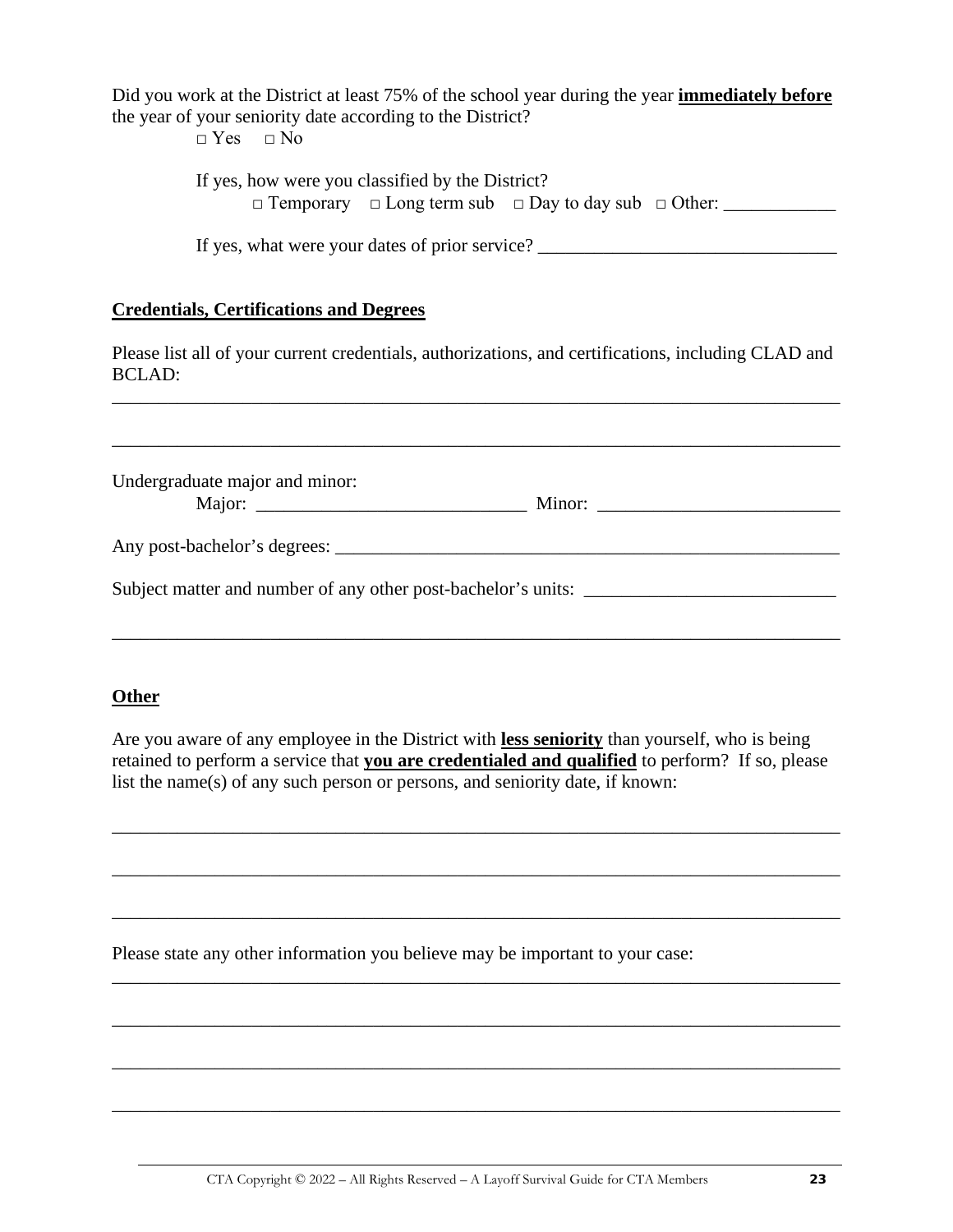Did you work at the District at least 75% of the school year during the year **immediately before** the year of your seniority date according to the District?

□ Yes □ No

If yes, how were you classified by the District?

□ Temporary □ Long term sub □ Day to day sub □ Other: ____________

If yes, what were your dates of prior service? ________________________________

**Credentials, Certifications and Degrees**

Please list all of your current credentials, authorizations, and certifications, including CLAD and BCLAD:

________________________________________________________________________________

________________________________________________________________________________

Undergraduate major and minor:

Major: _____________________________ Minor: __________________________

Any post-bachelor's degrees: _______________________________________________________

Subject matter and number of any other post-bachelor's units: ___________________________

________________________________________________________________________________

**Other**

Are you aware of any employee in the District with **less seniority** than yourself, who is being retained to perform a service that **you are credentialed and qualified** to perform? If so, please list the name(s) of any such person or persons, and seniority date, if known:

________________________________________________________________________________

________________________________________________________________________________

________________________________________________________________________________

Please state any other information you believe may be important to your case:

________________________________________________________________________________

________________________________________________________________________________

________________________________________________________________________________

________________________________________________________________________________